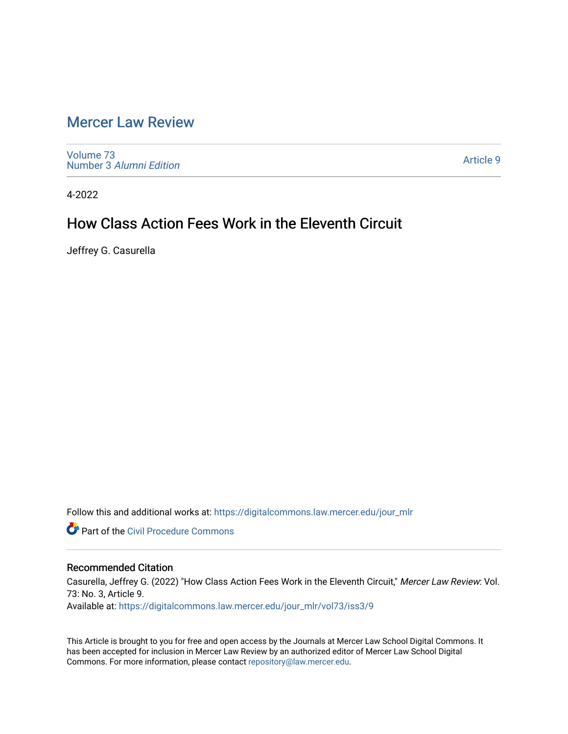# Mercer Law Review

Volume 73
Number 3 *Alumni Edition*

Article 9

4-2022

## How Class Action Fees Work in the Eleventh Circuit

Jeffrey G. Casurella

Follow this and additional works at: https://digitalcommons.law.mercer.edu/jour_mlr

Part of the Civil Procedure Commons

### Recommended Citation

Casurella, Jeffrey G. (2022) "How Class Action Fees Work in the Eleventh Circuit," *Mercer Law Review*: Vol. 73: No. 3, Article 9.
Available at: https://digitalcommons.law.mercer.edu/jour_mlr/vol73/iss3/9

This Article is brought to you for free and open access by the Journals at Mercer Law School Digital Commons. It has been accepted for inclusion in Mercer Law Review by an authorized editor of Mercer Law School Digital Commons. For more information, please contact repository@law.mercer.edu.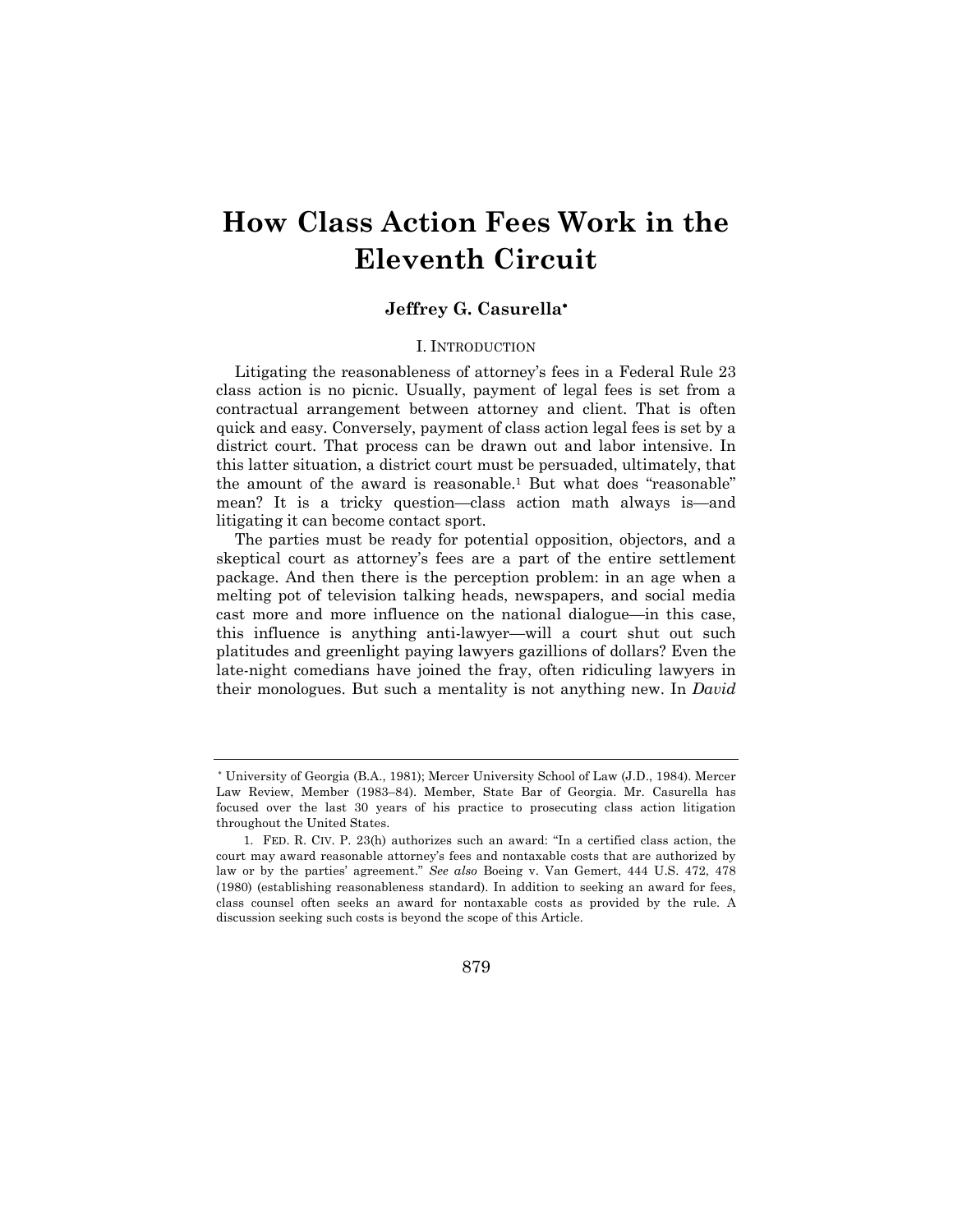# How Class Action Fees Work in the Eleventh Circuit

**Jeffrey G. Casurella***

## I. INTRODUCTION

Litigating the reasonableness of attorney's fees in a Federal Rule 23 class action is no picnic. Usually, payment of legal fees is set from a contractual arrangement between attorney and client. That is often quick and easy. Conversely, payment of class action legal fees is set by a district court. That process can be drawn out and labor intensive. In this latter situation, a district court must be persuaded, ultimately, that the amount of the award is reasonable.[1] But what does "reasonable" mean? It is a tricky question—class action math always is—and litigating it can become contact sport.

The parties must be ready for potential opposition, objectors, and a skeptical court as attorney's fees are a part of the entire settlement package. And then there is the perception problem: in an age when a melting pot of television talking heads, newspapers, and social media cast more and more influence on the national dialogue—in this case, this influence is anything anti-lawyer—will a court shut out such platitudes and greenlight paying lawyers gazillions of dollars? Even the late-night comedians have joined the fray, often ridiculing lawyers in their monologues. But such a mentality is not anything new. In *David*

---

\* University of Georgia (B.A., 1981); Mercer University School of Law (J.D., 1984). Mercer Law Review, Member (1983–84). Member, State Bar of Georgia. Mr. Casurella has focused over the last 30 years of his practice to prosecuting class action litigation throughout the United States.

1. FED. R. CIV. P. 23(h) authorizes such an award: "In a certified class action, the court may award reasonable attorney's fees and nontaxable costs that are authorized by law or by the parties' agreement." *See also* Boeing v. Van Gemert, 444 U.S. 472, 478 (1980) (establishing reasonableness standard). In addition to seeking an award for fees, class counsel often seeks an award for nontaxable costs as provided by the rule. A discussion seeking such costs is beyond the scope of this Article.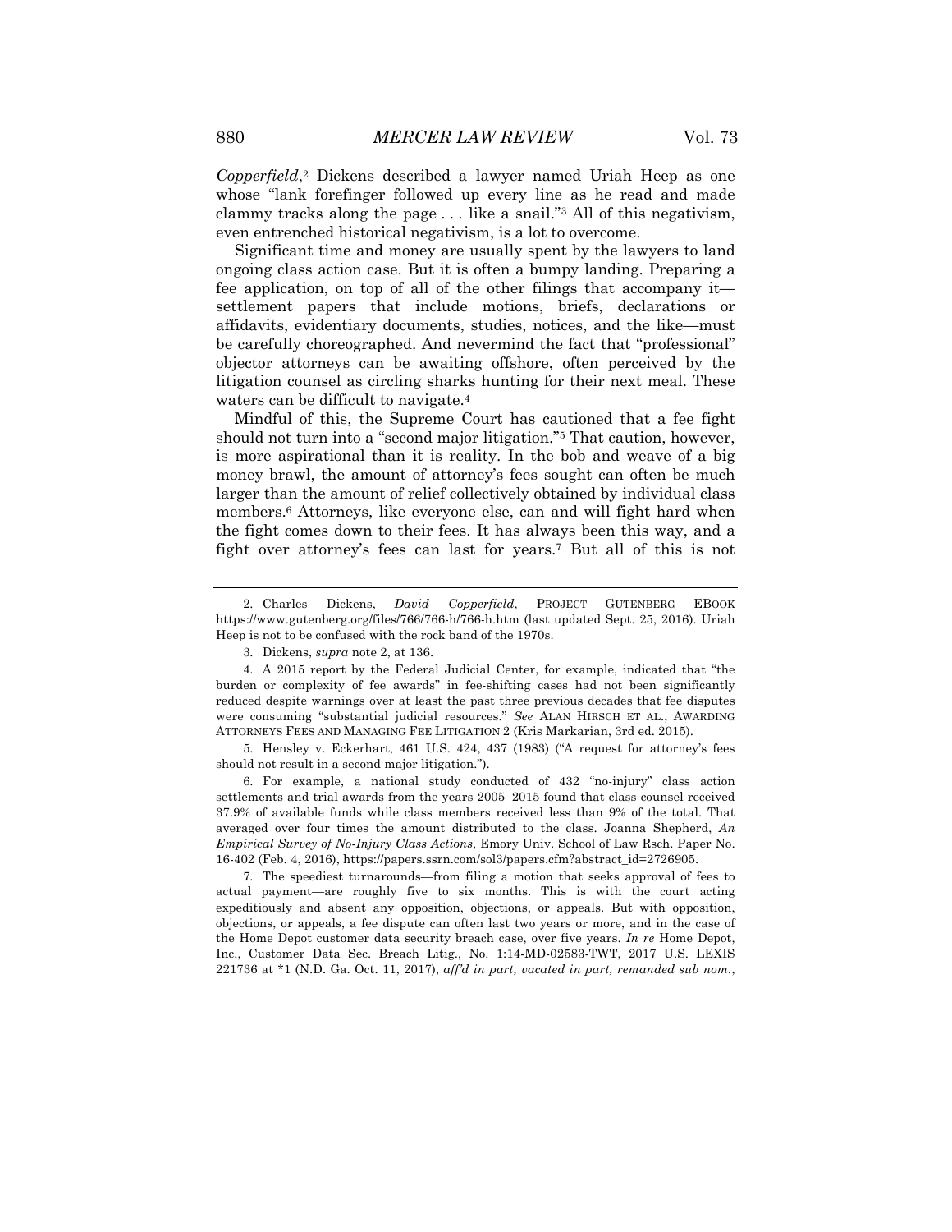*Copperfield*,[2] Dickens described a lawyer named Uriah Heep as one whose "lank forefinger followed up every line as he read and made clammy tracks along the page . . . like a snail."[3] All of this negativism, even entrenched historical negativism, is a lot to overcome.

Significant time and money are usually spent by the lawyers to land ongoing class action case. But it is often a bumpy landing. Preparing a fee application, on top of all of the other filings that accompany it—settlement papers that include motions, briefs, declarations or affidavits, evidentiary documents, studies, notices, and the like—must be carefully choreographed. And nevermind the fact that "professional" objector attorneys can be awaiting offshore, often perceived by the litigation counsel as circling sharks hunting for their next meal. These waters can be difficult to navigate.[4]

Mindful of this, the Supreme Court has cautioned that a fee fight should not turn into a "second major litigation."[5] That caution, however, is more aspirational than it is reality. In the bob and weave of a big money brawl, the amount of attorney's fees sought can often be much larger than the amount of relief collectively obtained by individual class members.[6] Attorneys, like everyone else, can and will fight hard when the fight comes down to their fees. It has always been this way, and a fight over attorney's fees can last for years.[7] But all of this is not

---

2. Charles Dickens, *David Copperfield*, PROJECT GUTENBERG EBOOK https://www.gutenberg.org/files/766/766-h/766-h.htm (last updated Sept. 25, 2016). Uriah Heep is not to be confused with the rock band of the 1970s.

3. Dickens, *supra* note 2, at 136.

4. A 2015 report by the Federal Judicial Center, for example, indicated that "the burden or complexity of fee awards" in fee-shifting cases had not been significantly reduced despite warnings over at least the past three previous decades that fee disputes were consuming "substantial judicial resources." *See* ALAN HIRSCH ET AL., AWARDING ATTORNEYS FEES AND MANAGING FEE LITIGATION 2 (Kris Markarian, 3rd ed. 2015).

5. Hensley v. Eckerhart, 461 U.S. 424, 437 (1983) ("A request for attorney's fees should not result in a second major litigation.").

6. For example, a national study conducted of 432 "no-injury" class action settlements and trial awards from the years 2005–2015 found that class counsel received 37.9% of available funds while class members received less than 9% of the total. That averaged over four times the amount distributed to the class. Joanna Shepherd, *An Empirical Survey of No-Injury Class Actions*, Emory Univ. School of Law Rsch. Paper No. 16-402 (Feb. 4, 2016), https://papers.ssrn.com/sol3/papers.cfm?abstract_id=2726905.

7. The speediest turnarounds—from filing a motion that seeks approval of fees to actual payment—are roughly five to six months. This is with the court acting expeditiously and absent any opposition, objections, or appeals. But with opposition, objections, or appeals, a fee dispute can often last two years or more, and in the case of the Home Depot customer data security breach case, over five years. *In re* Home Depot, Inc., Customer Data Sec. Breach Litig., No. 1:14-MD-02583-TWT, 2017 U.S. LEXIS 221736 at *1 (N.D. Ga. Oct. 11, 2017), *aff'd in part, vacated in part, remanded sub nom.*,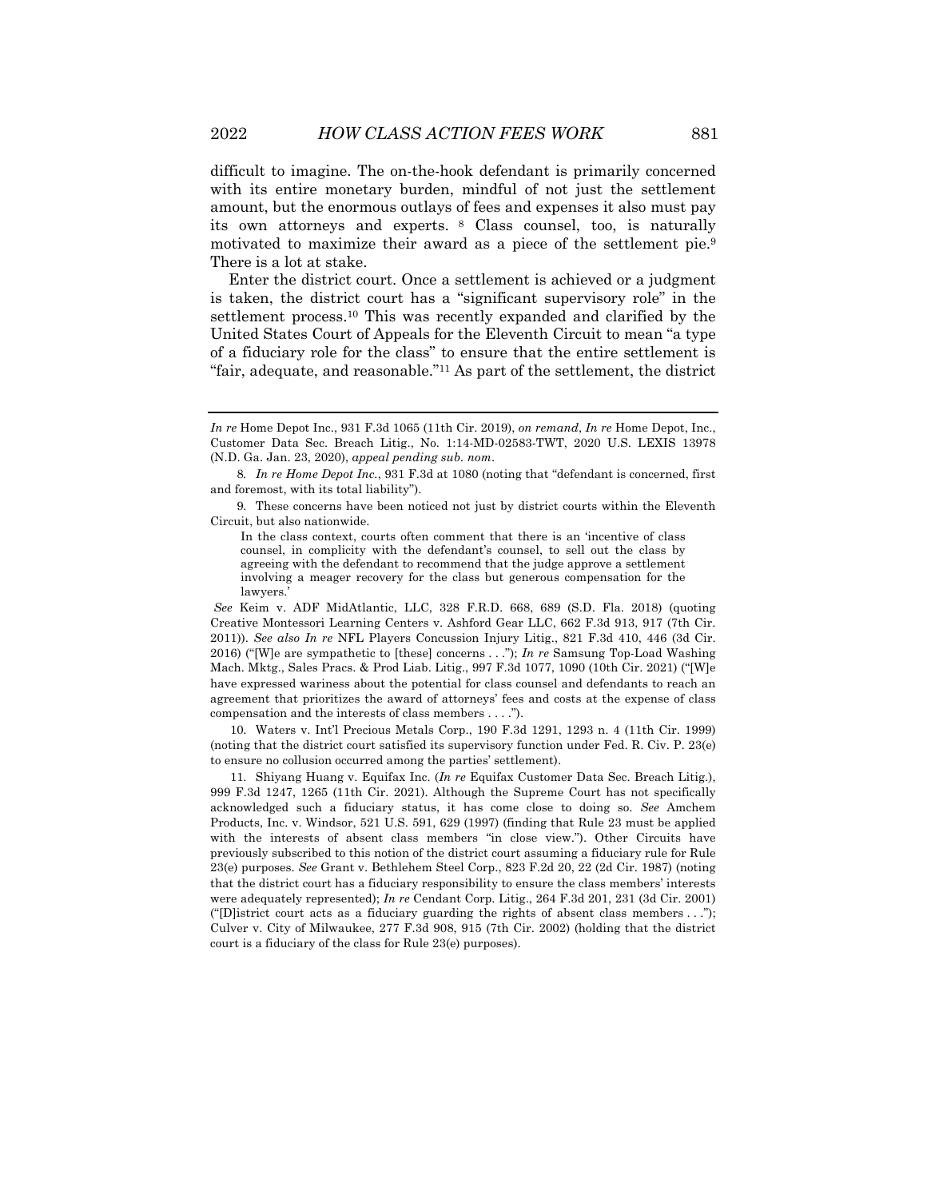difficult to imagine. The on-the-hook defendant is primarily concerned with its entire monetary burden, mindful of not just the settlement amount, but the enormous outlays of fees and expenses it also must pay its own attorneys and experts. [8] Class counsel, too, is naturally motivated to maximize their award as a piece of the settlement pie.[9] There is a lot at stake.

Enter the district court. Once a settlement is achieved or a judgment is taken, the district court has a "significant supervisory role" in the settlement process.[10] This was recently expanded and clarified by the United States Court of Appeals for the Eleventh Circuit to mean "a type of a fiduciary role for the class" to ensure that the entire settlement is "fair, adequate, and reasonable."[11] As part of the settlement, the district

---

*In re* Home Depot Inc., 931 F.3d 1065 (11th Cir. 2019), *on remand*, *In re* Home Depot, Inc., Customer Data Sec. Breach Litig., No. 1:14-MD-02583-TWT, 2020 U.S. LEXIS 13978 (N.D. Ga. Jan. 23, 2020), *appeal pending sub. nom*.

8. *In re Home Depot Inc.*, 931 F.3d at 1080 (noting that "defendant is concerned, first and foremost, with its total liability").

9. These concerns have been noticed not just by district courts within the Eleventh Circuit, but also nationwide.

> In the class context, courts often comment that there is an 'incentive of class counsel, in complicity with the defendant's counsel, to sell out the class by agreeing with the defendant to recommend that the judge approve a settlement involving a meager recovery for the class but generous compensation for the lawyers.'

*See* Keim v. ADF MidAtlantic, LLC, 328 F.R.D. 668, 689 (S.D. Fla. 2018) (quoting Creative Montessori Learning Centers v. Ashford Gear LLC, 662 F.3d 913, 917 (7th Cir. 2011)). *See also In re* NFL Players Concussion Injury Litig., 821 F.3d 410, 446 (3d Cir. 2016) ("[W]e are sympathetic to [these] concerns . . ."); *In re* Samsung Top-Load Washing Mach. Mktg., Sales Pracs. & Prod Liab. Litig., 997 F.3d 1077, 1090 (10th Cir. 2021) ("[W]e have expressed wariness about the potential for class counsel and defendants to reach an agreement that prioritizes the award of attorneys' fees and costs at the expense of class compensation and the interests of class members . . . .").

10. Waters v. Int'l Precious Metals Corp., 190 F.3d 1291, 1293 n. 4 (11th Cir. 1999) (noting that the district court satisfied its supervisory function under Fed. R. Civ. P. 23(e) to ensure no collusion occurred among the parties' settlement).

11. Shiyang Huang v. Equifax Inc. (*In re* Equifax Customer Data Sec. Breach Litig.), 999 F.3d 1247, 1265 (11th Cir. 2021). Although the Supreme Court has not specifically acknowledged such a fiduciary status, it has come close to doing so. *See* Amchem Products, Inc. v. Windsor, 521 U.S. 591, 629 (1997) (finding that Rule 23 must be applied with the interests of absent class members "in close view."). Other Circuits have previously subscribed to this notion of the district court assuming a fiduciary rule for Rule 23(e) purposes. *See* Grant v. Bethlehem Steel Corp., 823 F.2d 20, 22 (2d Cir. 1987) (noting that the district court has a fiduciary responsibility to ensure the class members' interests were adequately represented); *In re* Cendant Corp. Litig., 264 F.3d 201, 231 (3d Cir. 2001) ("[D]istrict court acts as a fiduciary guarding the rights of absent class members . . ."); Culver v. City of Milwaukee, 277 F.3d 908, 915 (7th Cir. 2002) (holding that the district court is a fiduciary of the class for Rule 23(e) purposes).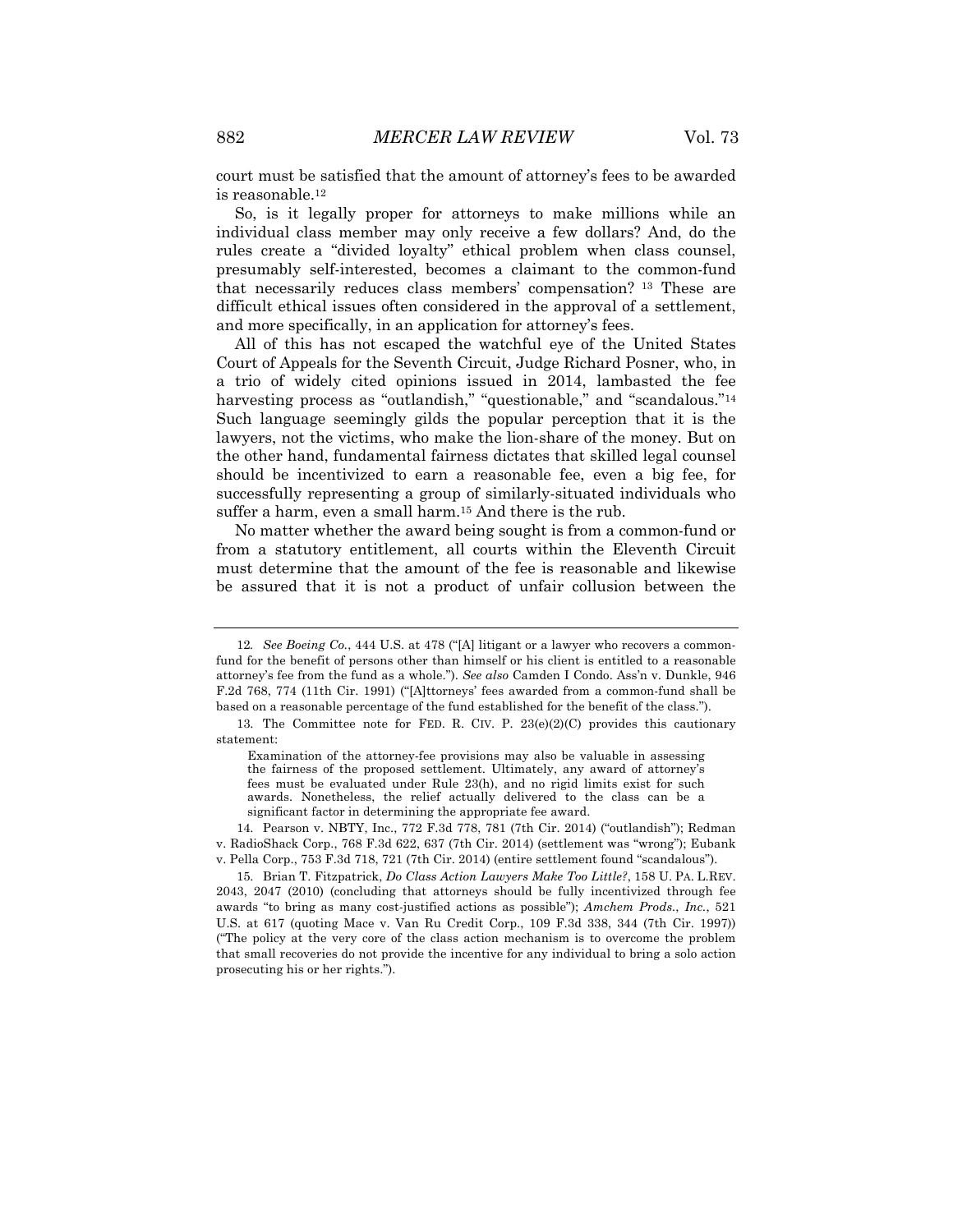court must be satisfied that the amount of attorney's fees to be awarded is reasonable.[12]

So, is it legally proper for attorneys to make millions while an individual class member may only receive a few dollars? And, do the rules create a "divided loyalty" ethical problem when class counsel, presumably self-interested, becomes a claimant to the common-fund that necessarily reduces class members' compensation? [13] These are difficult ethical issues often considered in the approval of a settlement, and more specifically, in an application for attorney's fees.

All of this has not escaped the watchful eye of the United States Court of Appeals for the Seventh Circuit, Judge Richard Posner, who, in a trio of widely cited opinions issued in 2014, lambasted the fee harvesting process as "outlandish," "questionable," and "scandalous."[14] Such language seemingly gilds the popular perception that it is the lawyers, not the victims, who make the lion-share of the money. But on the other hand, fundamental fairness dictates that skilled legal counsel should be incentivized to earn a reasonable fee, even a big fee, for successfully representing a group of similarly-situated individuals who suffer a harm, even a small harm.[15] And there is the rub.

No matter whether the award being sought is from a common-fund or from a statutory entitlement, all courts within the Eleventh Circuit must determine that the amount of the fee is reasonable and likewise be assured that it is not a product of unfair collusion between the

---

12. *See Boeing Co.*, 444 U.S. at 478 ("[A] litigant or a lawyer who recovers a common-fund for the benefit of persons other than himself or his client is entitled to a reasonable attorney's fee from the fund as a whole."). *See also* Camden I Condo. Ass'n v. Dunkle, 946 F.2d 768, 774 (11th Cir. 1991) ("[A]ttorneys' fees awarded from a common-fund shall be based on a reasonable percentage of the fund established for the benefit of the class.").

13. The Committee note for FED. R. CIV. P. 23(e)(2)(C) provides this cautionary statement:

> Examination of the attorney-fee provisions may also be valuable in assessing the fairness of the proposed settlement. Ultimately, any award of attorney's fees must be evaluated under Rule 23(h), and no rigid limits exist for such awards. Nonetheless, the relief actually delivered to the class can be a significant factor in determining the appropriate fee award.

14. Pearson v. NBTY, Inc., 772 F.3d 778, 781 (7th Cir. 2014) ("outlandish"); Redman v. RadioShack Corp., 768 F.3d 622, 637 (7th Cir. 2014) (settlement was "wrong"); Eubank v. Pella Corp., 753 F.3d 718, 721 (7th Cir. 2014) (entire settlement found "scandalous").

15. Brian T. Fitzpatrick, *Do Class Action Lawyers Make Too Little?*, 158 U. PA. L.REV. 2043, 2047 (2010) (concluding that attorneys should be fully incentivized through fee awards "to bring as many cost-justified actions as possible"); *Amchem Prods., Inc.*, 521 U.S. at 617 (quoting Mace v. Van Ru Credit Corp., 109 F.3d 338, 344 (7th Cir. 1997)) ("The policy at the very core of the class action mechanism is to overcome the problem that small recoveries do not provide the incentive for any individual to bring a solo action prosecuting his or her rights.").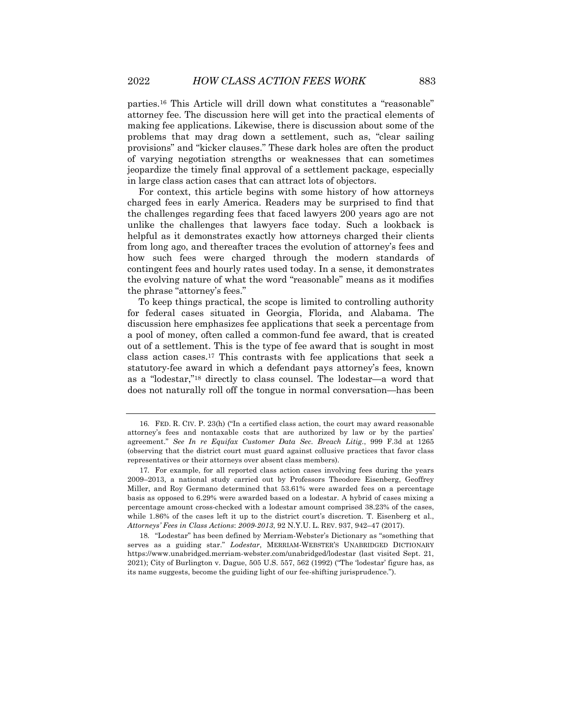parties.[16] This Article will drill down what constitutes a "reasonable" attorney fee. The discussion here will get into the practical elements of making fee applications. Likewise, there is discussion about some of the problems that may drag down a settlement, such as, "clear sailing provisions" and "kicker clauses." These dark holes are often the product of varying negotiation strengths or weaknesses that can sometimes jeopardize the timely final approval of a settlement package, especially in large class action cases that can attract lots of objectors.

For context, this article begins with some history of how attorneys charged fees in early America. Readers may be surprised to find that the challenges regarding fees that faced lawyers 200 years ago are not unlike the challenges that lawyers face today. Such a lookback is helpful as it demonstrates exactly how attorneys charged their clients from long ago, and thereafter traces the evolution of attorney's fees and how such fees were charged through the modern standards of contingent fees and hourly rates used today. In a sense, it demonstrates the evolving nature of what the word "reasonable" means as it modifies the phrase "attorney's fees."

To keep things practical, the scope is limited to controlling authority for federal cases situated in Georgia, Florida, and Alabama. The discussion here emphasizes fee applications that seek a percentage from a pool of money, often called a common-fund fee award, that is created out of a settlement. This is the type of fee award that is sought in most class action cases.[17] This contrasts with fee applications that seek a statutory-fee award in which a defendant pays attorney's fees, known as a "lodestar,"[18] directly to class counsel. The lodestar—a word that does not naturally roll off the tongue in normal conversation—has been

---

16. FED. R. CIV. P. 23(h) ("In a certified class action, the court may award reasonable attorney's fees and nontaxable costs that are authorized by law or by the parties' agreement." *See In re Equifax Customer Data Sec. Breach Litig.*, 999 F.3d at 1265 (observing that the district court must guard against collusive practices that favor class representatives or their attorneys over absent class members).

17. For example, for all reported class action cases involving fees during the years 2009–2013, a national study carried out by Professors Theodore Eisenberg, Geoffrey Miller, and Roy Germano determined that 53.61% were awarded fees on a percentage basis as opposed to 6.29% were awarded based on a lodestar. A hybrid of cases mixing a percentage amount cross-checked with a lodestar amount comprised 38.23% of the cases, while 1.86% of the cases left it up to the district court's discretion. T. Eisenberg et al., *Attorneys' Fees in Class Actions*: *2009-2013*, 92 N.Y.U. L. REV. 937, 942–47 (2017).

18. "Lodestar" has been defined by Merriam-Webster's Dictionary as "something that serves as a guiding star." *Lodestar*, MERRIAM-WEBSTER'S UNABRIDGED DICTIONARY https://www.unabridged.merriam-webster.com/unabridged/lodestar (last visited Sept. 21, 2021); City of Burlington v. Dague, 505 U.S. 557, 562 (1992) ("The 'lodestar' figure has, as its name suggests, become the guiding light of our fee-shifting jurisprudence.").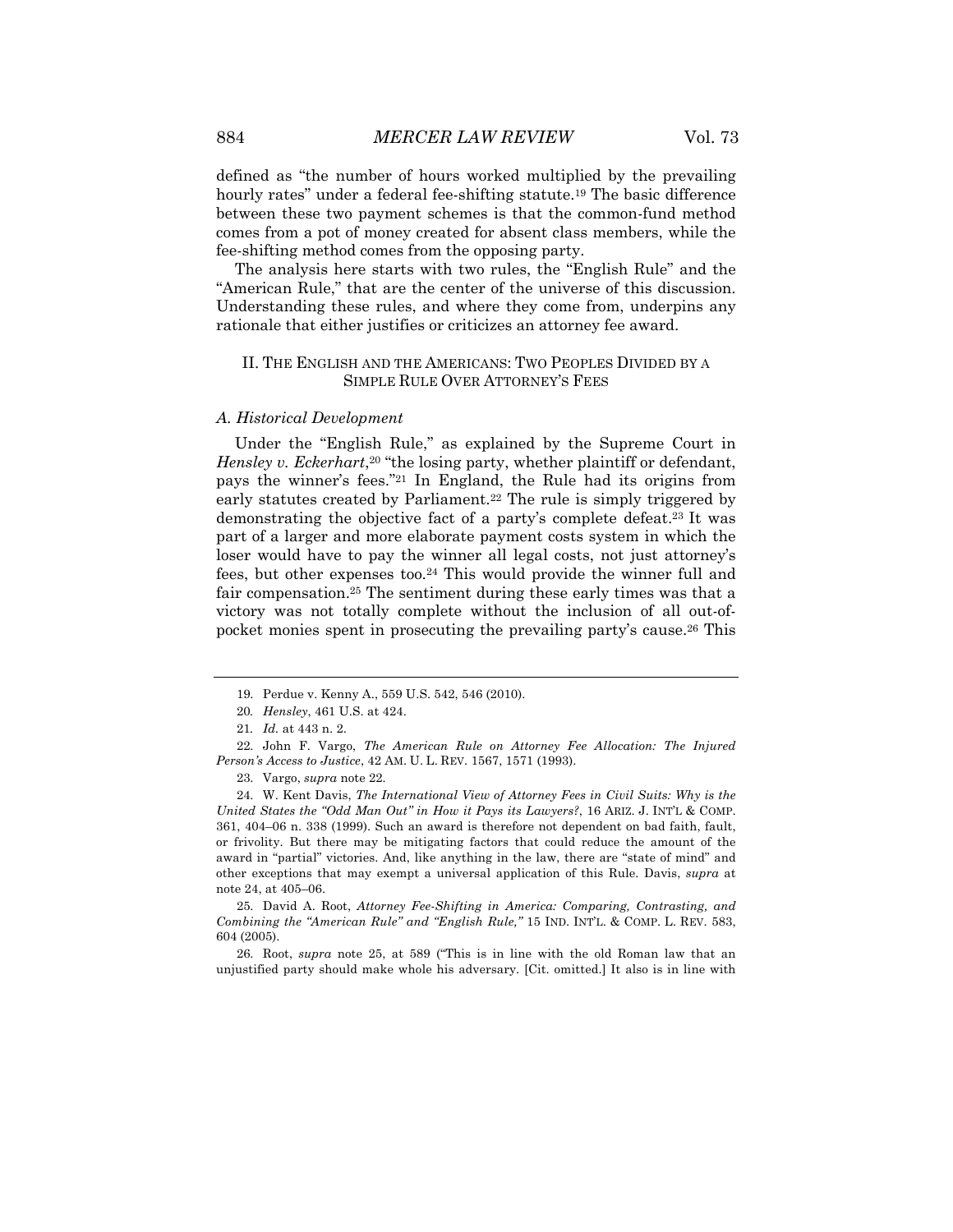defined as "the number of hours worked multiplied by the prevailing hourly rates" under a federal fee-shifting statute.[19] The basic difference between these two payment schemes is that the common-fund method comes from a pot of money created for absent class members, while the fee-shifting method comes from the opposing party.

The analysis here starts with two rules, the "English Rule" and the "American Rule," that are the center of the universe of this discussion. Understanding these rules, and where they come from, underpins any rationale that either justifies or criticizes an attorney fee award.

## II. THE ENGLISH AND THE AMERICANS: TWO PEOPLES DIVIDED BY A SIMPLE RULE OVER ATTORNEY'S FEES

### *A. Historical Development*

Under the "English Rule," as explained by the Supreme Court in *Hensley v. Eckerhart*,[20] "the losing party, whether plaintiff or defendant, pays the winner's fees."[21] In England, the Rule had its origins from early statutes created by Parliament.[22] The rule is simply triggered by demonstrating the objective fact of a party's complete defeat.[23] It was part of a larger and more elaborate payment costs system in which the loser would have to pay the winner all legal costs, not just attorney's fees, but other expenses too.[24] This would provide the winner full and fair compensation.[25] The sentiment during these early times was that a victory was not totally complete without the inclusion of all out-of-pocket monies spent in prosecuting the prevailing party's cause.[26] This

---

19. Perdue v. Kenny A., 559 U.S. 542, 546 (2010).

20. *Hensley*, 461 U.S. at 424.

21. *Id.* at 443 n. 2.

22. John F. Vargo, *The American Rule on Attorney Fee Allocation: The Injured Person's Access to Justice*, 42 AM. U. L. REV. 1567, 1571 (1993).

23. Vargo, *supra* note 22.

24. W. Kent Davis, *The International View of Attorney Fees in Civil Suits: Why is the United States the "Odd Man Out" in How it Pays its Lawyers?*, 16 ARIZ. J. INT'L & COMP. 361, 404–06 n. 338 (1999). Such an award is therefore not dependent on bad faith, fault, or frivolity. But there may be mitigating factors that could reduce the amount of the award in "partial" victories. And, like anything in the law, there are "state of mind" and other exceptions that may exempt a universal application of this Rule. Davis, *supra* at note 24, at 405–06.

25. David A. Root, *Attorney Fee-Shifting in America: Comparing, Contrasting, and Combining the "American Rule" and "English Rule,"* 15 IND. INT'L. & COMP. L. REV. 583, 604 (2005).

26. Root, *supra* note 25, at 589 ("This is in line with the old Roman law that an unjustified party should make whole his adversary. [Cit. omitted.] It also is in line with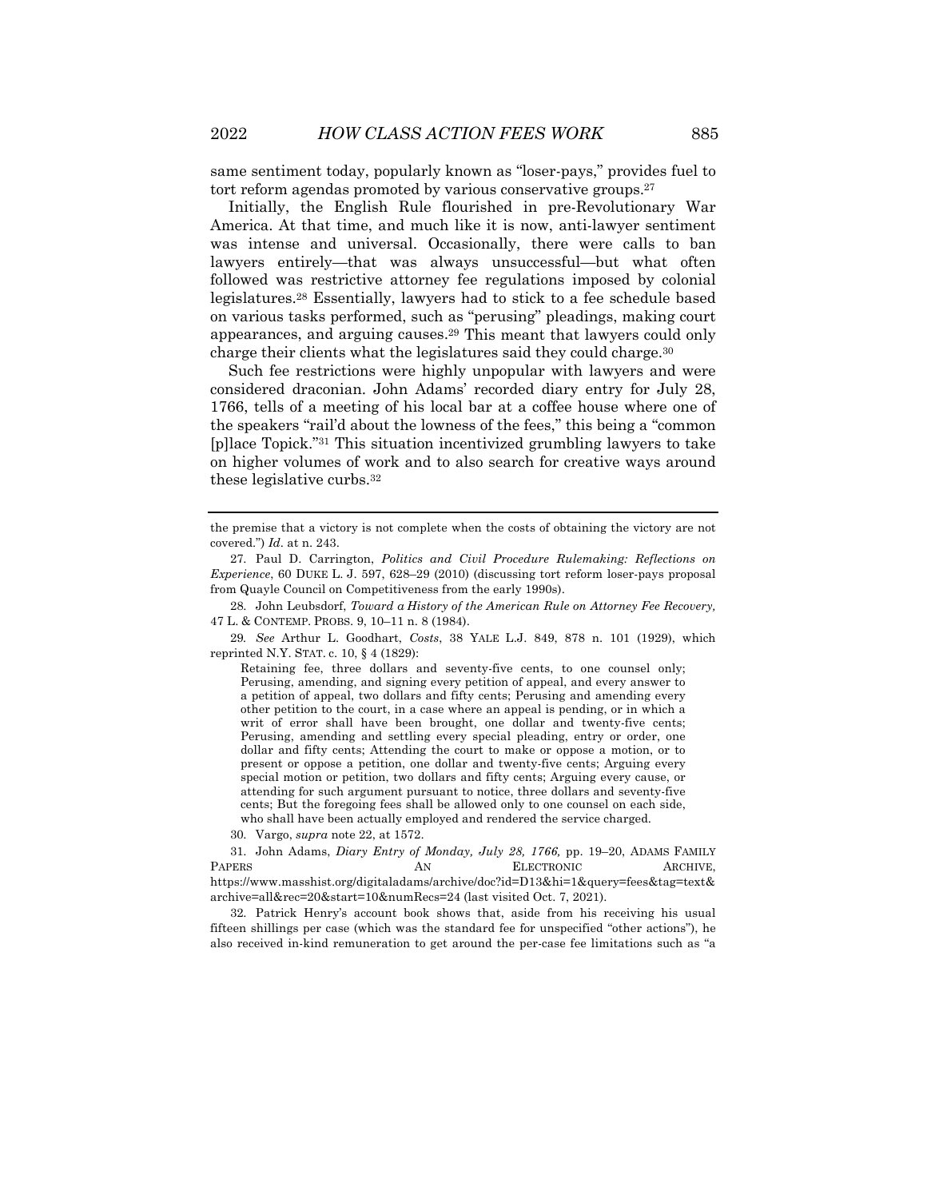same sentiment today, popularly known as "loser-pays," provides fuel to tort reform agendas promoted by various conservative groups.[27]

Initially, the English Rule flourished in pre-Revolutionary War America. At that time, and much like it is now, anti-lawyer sentiment was intense and universal. Occasionally, there were calls to ban lawyers entirely—that was always unsuccessful—but what often followed was restrictive attorney fee regulations imposed by colonial legislatures.[28] Essentially, lawyers had to stick to a fee schedule based on various tasks performed, such as "perusing" pleadings, making court appearances, and arguing causes.[29] This meant that lawyers could only charge their clients what the legislatures said they could charge.[30]

Such fee restrictions were highly unpopular with lawyers and were considered draconian. John Adams' recorded diary entry for July 28, 1766, tells of a meeting of his local bar at a coffee house where one of the speakers "rail'd about the lowness of the fees," this being a "common [p]lace Topick."[31] This situation incentivized grumbling lawyers to take on higher volumes of work and to also search for creative ways around these legislative curbs.[32]

---

the premise that a victory is not complete when the costs of obtaining the victory are not covered.") *Id.* at n. 243.

27. Paul D. Carrington, *Politics and Civil Procedure Rulemaking: Reflections on Experience*, 60 DUKE L. J. 597, 628–29 (2010) (discussing tort reform loser-pays proposal from Quayle Council on Competitiveness from the early 1990s).

28. John Leubsdorf, *Toward a History of the American Rule on Attorney Fee Recovery,* 47 L. & CONTEMP. PROBS. 9, 10–11 n. 8 (1984).

29. *See* Arthur L. Goodhart, *Costs*, 38 YALE L.J. 849, 878 n. 101 (1929), which reprinted N.Y. STAT. c. 10, § 4 (1829):

> Retaining fee, three dollars and seventy-five cents, to one counsel only; Perusing, amending, and signing every petition of appeal, and every answer to a petition of appeal, two dollars and fifty cents; Perusing and amending every other petition to the court, in a case where an appeal is pending, or in which a writ of error shall have been brought, one dollar and twenty-five cents; Perusing, amending and settling every special pleading, entry or order, one dollar and fifty cents; Attending the court to make or oppose a motion, or to present or oppose a petition, one dollar and twenty-five cents; Arguing every special motion or petition, two dollars and fifty cents; Arguing every cause, or attending for such argument pursuant to notice, three dollars and seventy-five cents; But the foregoing fees shall be allowed only to one counsel on each side, who shall have been actually employed and rendered the service charged.

30. Vargo, *supra* note 22, at 1572.

31. John Adams, *Diary Entry of Monday, July 28, 1766,* pp. 19–20, ADAMS FAMILY PAPERS AN ELECTRONIC ARCHIVE, https://www.masshist.org/digitaladams/archive/doc?id=D13&hi=1&query=fees&tag=text&archive=all&rec=20&start=10&numRecs=24 (last visited Oct. 7, 2021).

32. Patrick Henry's account book shows that, aside from his receiving his usual fifteen shillings per case (which was the standard fee for unspecified "other actions"), he also received in-kind remuneration to get around the per-case fee limitations such as "a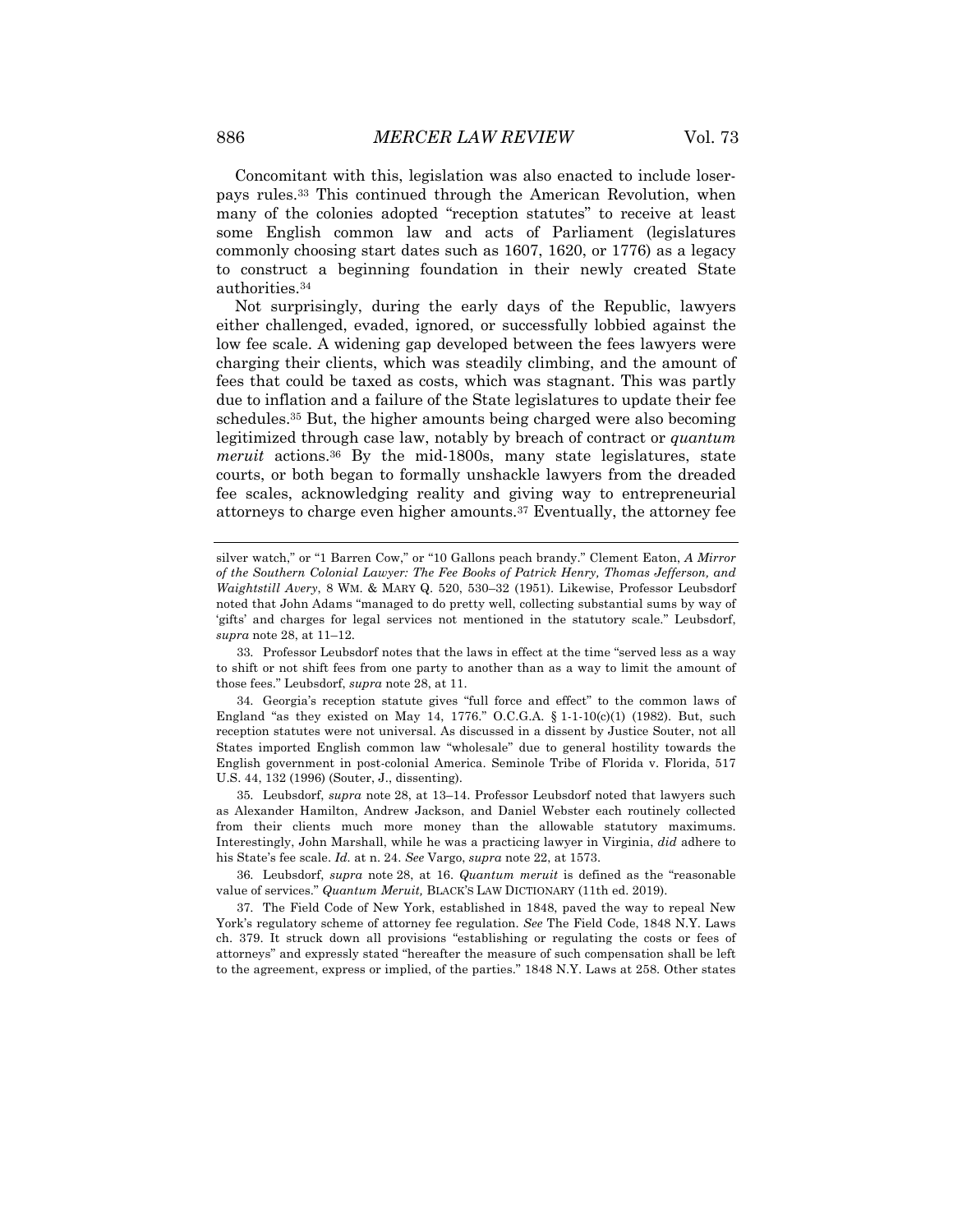Concomitant with this, legislation was also enacted to include loser-pays rules.[33] This continued through the American Revolution, when many of the colonies adopted "reception statutes" to receive at least some English common law and acts of Parliament (legislatures commonly choosing start dates such as 1607, 1620, or 1776) as a legacy to construct a beginning foundation in their newly created State authorities.[34]

Not surprisingly, during the early days of the Republic, lawyers either challenged, evaded, ignored, or successfully lobbied against the low fee scale. A widening gap developed between the fees lawyers were charging their clients, which was steadily climbing, and the amount of fees that could be taxed as costs, which was stagnant. This was partly due to inflation and a failure of the State legislatures to update their fee schedules.[35] But, the higher amounts being charged were also becoming legitimized through case law, notably by breach of contract or *quantum meruit* actions.[36] By the mid-1800s, many state legislatures, state courts, or both began to formally unshackle lawyers from the dreaded fee scales, acknowledging reality and giving way to entrepreneurial attorneys to charge even higher amounts.[37] Eventually, the attorney fee

---

silver watch," or "1 Barren Cow," or "10 Gallons peach brandy." Clement Eaton, *A Mirror of the Southern Colonial Lawyer: The Fee Books of Patrick Henry, Thomas Jefferson, and Waightstill Avery*, 8 WM. & MARY Q. 520, 530–32 (1951). Likewise, Professor Leubsdorf noted that John Adams "managed to do pretty well, collecting substantial sums by way of 'gifts' and charges for legal services not mentioned in the statutory scale." Leubsdorf, *supra* note 28, at 11–12.

33. Professor Leubsdorf notes that the laws in effect at the time "served less as a way to shift or not shift fees from one party to another than as a way to limit the amount of those fees." Leubsdorf, *supra* note 28, at 11.

34. Georgia's reception statute gives "full force and effect" to the common laws of England "as they existed on May 14, 1776." O.C.G.A. § 1-1-10(c)(1) (1982). But, such reception statutes were not universal. As discussed in a dissent by Justice Souter, not all States imported English common law "wholesale" due to general hostility towards the English government in post-colonial America. Seminole Tribe of Florida v. Florida, 517 U.S. 44, 132 (1996) (Souter, J., dissenting).

35. Leubsdorf, *supra* note 28, at 13–14. Professor Leubsdorf noted that lawyers such as Alexander Hamilton, Andrew Jackson, and Daniel Webster each routinely collected from their clients much more money than the allowable statutory maximums. Interestingly, John Marshall, while he was a practicing lawyer in Virginia, *did* adhere to his State's fee scale. *Id.* at n. 24. *See* Vargo, *supra* note 22, at 1573.

36. Leubsdorf, *supra* note 28, at 16. *Quantum meruit* is defined as the "reasonable value of services." *Quantum Meruit,* BLACK'S LAW DICTIONARY (11th ed. 2019).

37. The Field Code of New York, established in 1848, paved the way to repeal New York's regulatory scheme of attorney fee regulation. *See* The Field Code, 1848 N.Y. Laws ch. 379. It struck down all provisions "establishing or regulating the costs or fees of attorneys" and expressly stated "hereafter the measure of such compensation shall be left to the agreement, express or implied, of the parties." 1848 N.Y. Laws at 258. Other states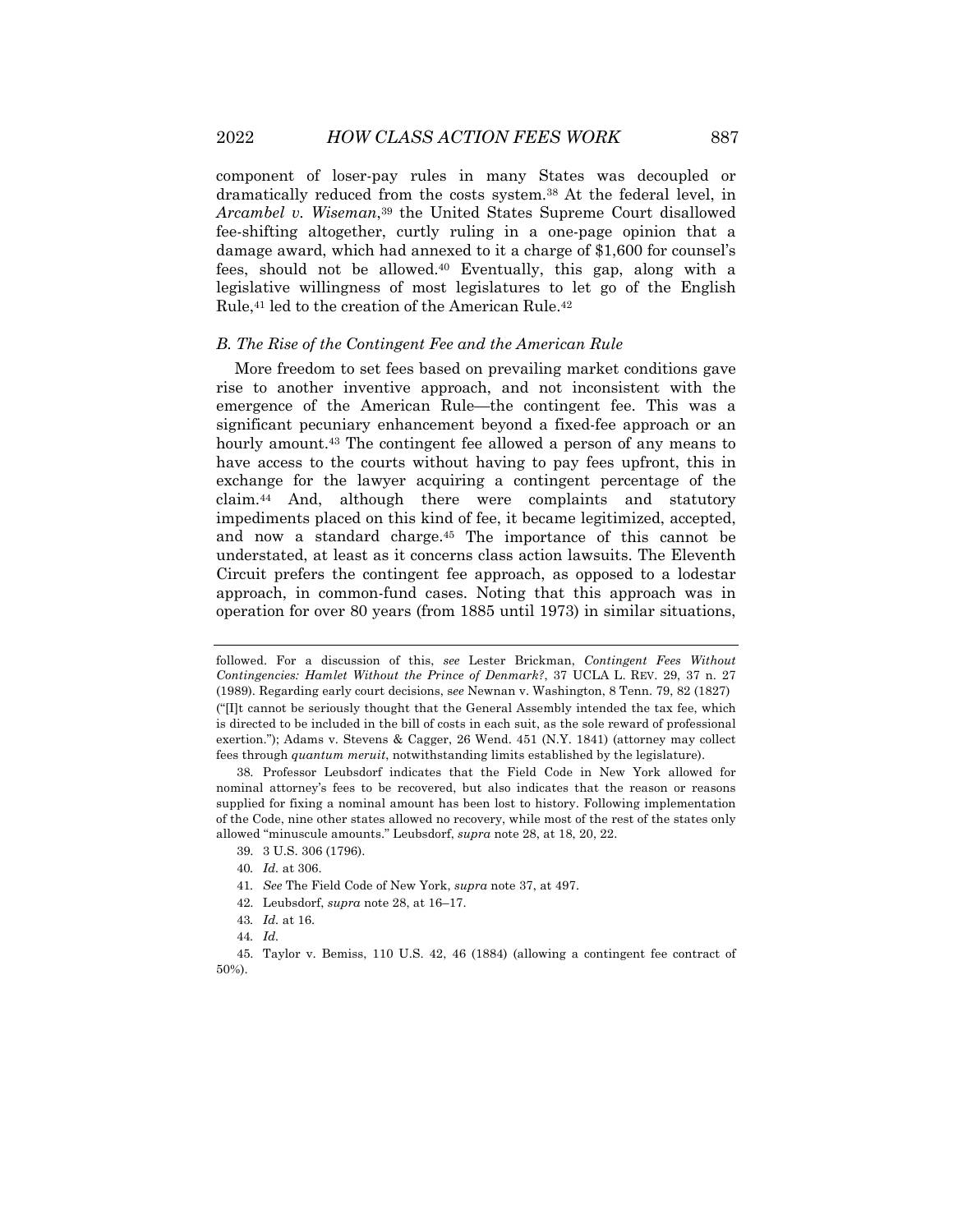component of loser-pay rules in many States was decoupled or dramatically reduced from the costs system.[38] At the federal level, in *Arcambel v. Wiseman*,[39] the United States Supreme Court disallowed fee-shifting altogether, curtly ruling in a one-page opinion that a damage award, which had annexed to it a charge of $1,600 for counsel's fees, should not be allowed.[40] Eventually, this gap, along with a legislative willingness of most legislatures to let go of the English Rule,[41] led to the creation of the American Rule.[42]

### *B. The Rise of the Contingent Fee and the American Rule*

More freedom to set fees based on prevailing market conditions gave rise to another inventive approach, and not inconsistent with the emergence of the American Rule—the contingent fee. This was a significant pecuniary enhancement beyond a fixed-fee approach or an hourly amount.[43] The contingent fee allowed a person of any means to have access to the courts without having to pay fees upfront, this in exchange for the lawyer acquiring a contingent percentage of the claim.[44] And, although there were complaints and statutory impediments placed on this kind of fee, it became legitimized, accepted, and now a standard charge.[45] The importance of this cannot be understated, at least as it concerns class action lawsuits. The Eleventh Circuit prefers the contingent fee approach, as opposed to a lodestar approach, in common-fund cases. Noting that this approach was in operation for over 80 years (from 1885 until 1973) in similar situations,

---

followed. For a discussion of this, *see* Lester Brickman, *Contingent Fees Without Contingencies: Hamlet Without the Prince of Denmark?*, 37 UCLA L. REV. 29, 37 n. 27 (1989). Regarding early court decisions, *see* Newnan v. Washington, 8 Tenn. 79, 82 (1827) ("[I]t cannot be seriously thought that the General Assembly intended the tax fee, which is directed to be included in the bill of costs in each suit, as the sole reward of professional exertion."); Adams v. Stevens & Cagger, 26 Wend. 451 (N.Y. 1841) (attorney may collect fees through *quantum meruit*, notwithstanding limits established by the legislature).

38. Professor Leubsdorf indicates that the Field Code in New York allowed for nominal attorney's fees to be recovered, but also indicates that the reason or reasons supplied for fixing a nominal amount has been lost to history. Following implementation of the Code, nine other states allowed no recovery, while most of the rest of the states only allowed "minuscule amounts." Leubsdorf, *supra* note 28, at 18, 20, 22.

39. 3 U.S. 306 (1796).

40. *Id.* at 306.

41. *See* The Field Code of New York, *supra* note 37, at 497.

42. Leubsdorf, *supra* note 28, at 16–17.

43. *Id.* at 16.

44. *Id.*

45. Taylor v. Bemiss, 110 U.S. 42, 46 (1884) (allowing a contingent fee contract of 50%).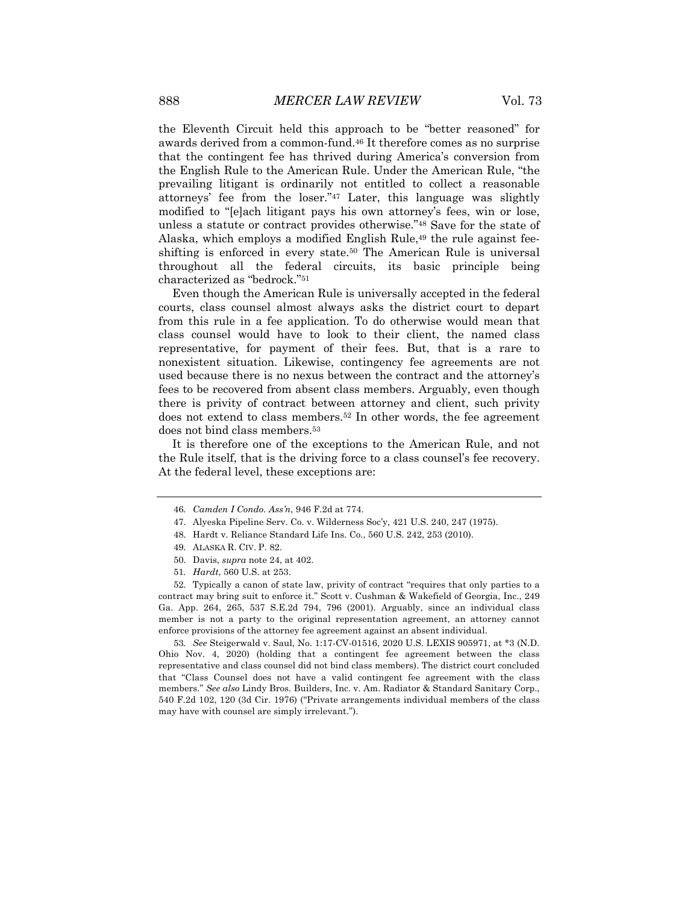the Eleventh Circuit held this approach to be "better reasoned" for awards derived from a common-fund.[46] It therefore comes as no surprise that the contingent fee has thrived during America's conversion from the English Rule to the American Rule. Under the American Rule, "the prevailing litigant is ordinarily not entitled to collect a reasonable attorneys' fee from the loser."[47] Later, this language was slightly modified to "[e]ach litigant pays his own attorney's fees, win or lose, unless a statute or contract provides otherwise."[48] Save for the state of Alaska, which employs a modified English Rule,[49] the rule against fee-shifting is enforced in every state.[50] The American Rule is universal throughout all the federal circuits, its basic principle being characterized as "bedrock."[51]

Even though the American Rule is universally accepted in the federal courts, class counsel almost always asks the district court to depart from this rule in a fee application. To do otherwise would mean that class counsel would have to look to their client, the named class representative, for payment of their fees. But, that is a rare to nonexistent situation. Likewise, contingency fee agreements are not used because there is no nexus between the contract and the attorney's fees to be recovered from absent class members. Arguably, even though there is privity of contract between attorney and client, such privity does not extend to class members.[52] In other words, the fee agreement does not bind class members.[53]

It is therefore one of the exceptions to the American Rule, and not the Rule itself, that is the driving force to a class counsel's fee recovery. At the federal level, these exceptions are:

---

46. *Camden I Condo. Ass'n*, 946 F.2d at 774.

47. Alyeska Pipeline Serv. Co. v. Wilderness Soc'y, 421 U.S. 240, 247 (1975).

48. Hardt v. Reliance Standard Life Ins. Co., 560 U.S. 242, 253 (2010).

49. ALASKA R. CIV. P. 82.

50. Davis, *supra* note 24, at 402.

51. *Hardt*, 560 U.S. at 253.

52. Typically a canon of state law, privity of contract "requires that only parties to a contract may bring suit to enforce it." Scott v. Cushman & Wakefield of Georgia, Inc., 249 Ga. App. 264, 265, 537 S.E.2d 794, 796 (2001). Arguably, since an individual class member is not a party to the original representation agreement, an attorney cannot enforce provisions of the attorney fee agreement against an absent individual.

53. *See* Steigerwald v. Saul, No. 1:17-CV-01516, 2020 U.S. LEXIS 905971, at *3 (N.D. Ohio Nov. 4, 2020) (holding that a contingent fee agreement between the class representative and class counsel did not bind class members). The district court concluded that "Class Counsel does not have a valid contingent fee agreement with the class members." *See also* Lindy Bros. Builders, Inc. v. Am. Radiator & Standard Sanitary Corp., 540 F.2d 102, 120 (3d Cir. 1976) ("Private arrangements individual members of the class may have with counsel are simply irrelevant.").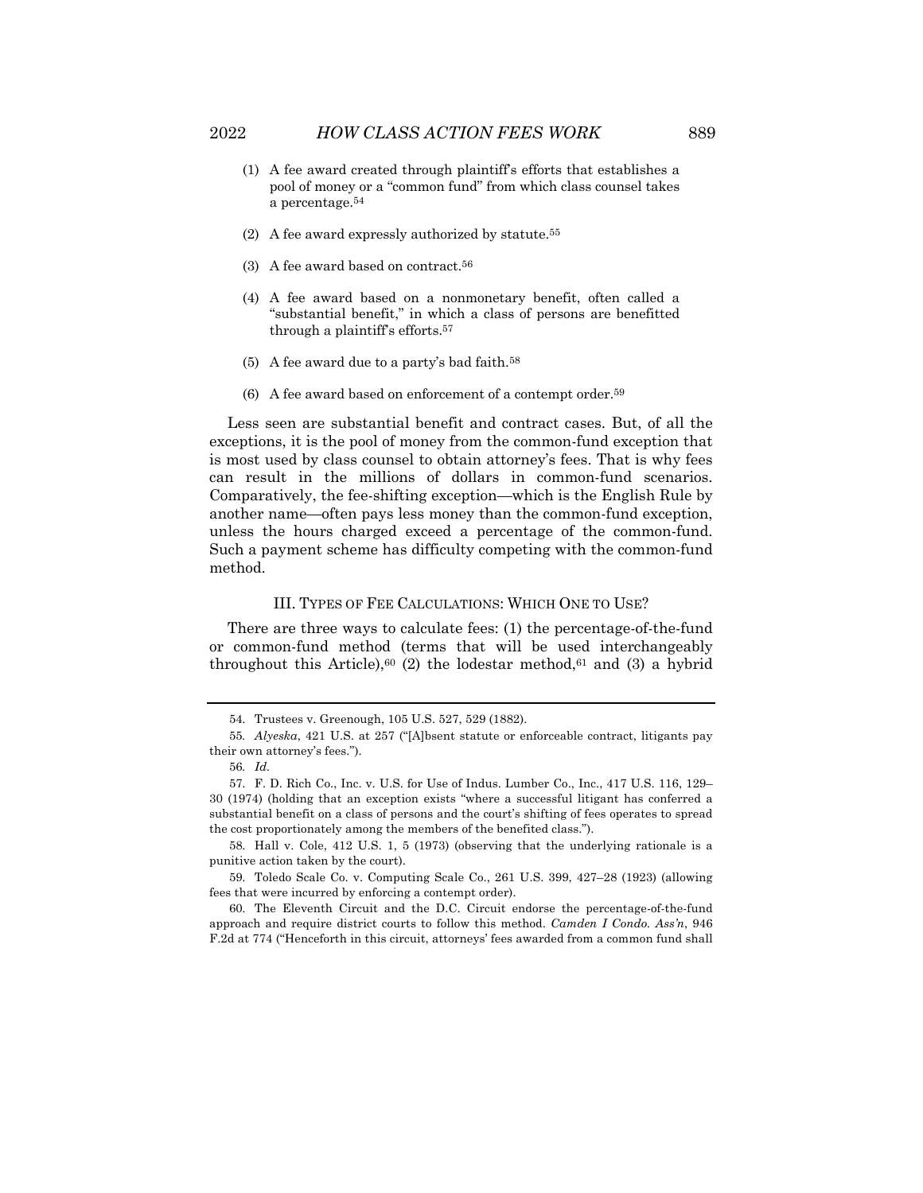(1) A fee award created through plaintiff's efforts that establishes a pool of money or a "common fund" from which class counsel takes a percentage.[54]

(2) A fee award expressly authorized by statute.[55]

(3) A fee award based on contract.[56]

(4) A fee award based on a nonmonetary benefit, often called a "substantial benefit," in which a class of persons are benefitted through a plaintiff's efforts.[57]

(5) A fee award due to a party's bad faith.[58]

(6) A fee award based on enforcement of a contempt order.[59]

Less seen are substantial benefit and contract cases. But, of all the exceptions, it is the pool of money from the common-fund exception that is most used by class counsel to obtain attorney's fees. That is why fees can result in the millions of dollars in common-fund scenarios. Comparatively, the fee-shifting exception—which is the English Rule by another name—often pays less money than the common-fund exception, unless the hours charged exceed a percentage of the common-fund. Such a payment scheme has difficulty competing with the common-fund method.

## III. TYPES OF FEE CALCULATIONS: WHICH ONE TO USE?

There are three ways to calculate fees: (1) the percentage-of-the-fund or common-fund method (terms that will be used interchangeably throughout this Article),[60] (2) the lodestar method,[61] and (3) a hybrid

---

54. Trustees v. Greenough, 105 U.S. 527, 529 (1882).

55. *Alyeska*, 421 U.S. at 257 ("[A]bsent statute or enforceable contract, litigants pay their own attorney's fees.").

56. *Id.*

57. F. D. Rich Co., Inc. v. U.S. for Use of Indus. Lumber Co., Inc., 417 U.S. 116, 129–30 (1974) (holding that an exception exists "where a successful litigant has conferred a substantial benefit on a class of persons and the court's shifting of fees operates to spread the cost proportionately among the members of the benefited class.").

58. Hall v. Cole, 412 U.S. 1, 5 (1973) (observing that the underlying rationale is a punitive action taken by the court).

59. Toledo Scale Co. v. Computing Scale Co., 261 U.S. 399, 427–28 (1923) (allowing fees that were incurred by enforcing a contempt order).

60. The Eleventh Circuit and the D.C. Circuit endorse the percentage-of-the-fund approach and require district courts to follow this method. *Camden I Condo. Ass'n*, 946 F.2d at 774 ("Henceforth in this circuit, attorneys' fees awarded from a common fund shall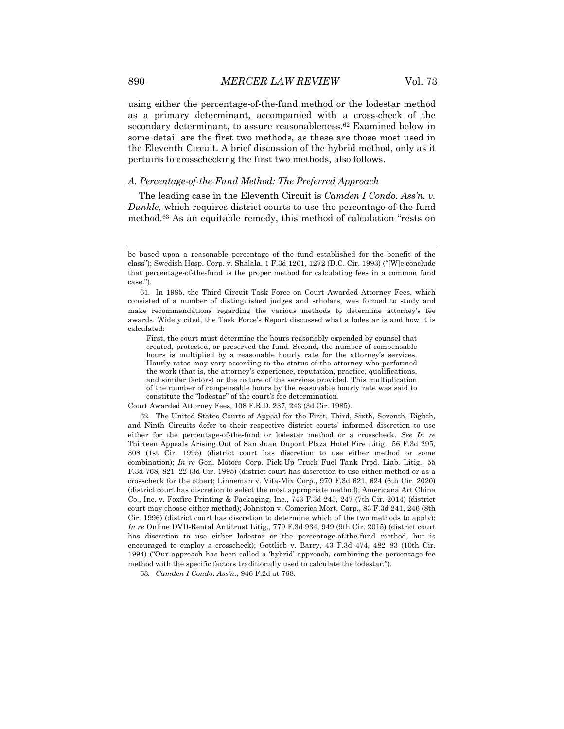using either the percentage-of-the-fund method or the lodestar method as a primary determinant, accompanied with a cross-check of the secondary determinant, to assure reasonableness.[62] Examined below in some detail are the first two methods, as these are those most used in the Eleventh Circuit. A brief discussion of the hybrid method, only as it pertains to crosschecking the first two methods, also follows.

### *A. Percentage-of-the-Fund Method: The Preferred Approach*

The leading case in the Eleventh Circuit is *Camden I Condo. Ass'n. v. Dunkle*, which requires district courts to use the percentage-of-the-fund method.[63] As an equitable remedy, this method of calculation "rests on

---

be based upon a reasonable percentage of the fund established for the benefit of the class"); Swedish Hosp. Corp. v. Shalala, 1 F.3d 1261, 1272 (D.C. Cir. 1993) ("[W]e conclude that percentage-of-the-fund is the proper method for calculating fees in a common fund case.").

61. In 1985, the Third Circuit Task Force on Court Awarded Attorney Fees, which consisted of a number of distinguished judges and scholars, was formed to study and make recommendations regarding the various methods to determine attorney's fee awards. Widely cited, the Task Force's Report discussed what a lodestar is and how it is calculated:

> First, the court must determine the hours reasonably expended by counsel that created, protected, or preserved the fund. Second, the number of compensable hours is multiplied by a reasonable hourly rate for the attorney's services. Hourly rates may vary according to the status of the attorney who performed the work (that is, the attorney's experience, reputation, practice, qualifications, and similar factors) or the nature of the services provided. This multiplication of the number of compensable hours by the reasonable hourly rate was said to constitute the "lodestar" of the court's fee determination.

Court Awarded Attorney Fees, 108 F.R.D. 237, 243 (3d Cir. 1985).

62. The United States Courts of Appeal for the First, Third, Sixth, Seventh, Eighth, and Ninth Circuits defer to their respective district courts' informed discretion to use either for the percentage-of-the-fund or lodestar method or a crosscheck. *See In re* Thirteen Appeals Arising Out of San Juan Dupont Plaza Hotel Fire Litig., 56 F.3d 295, 308 (1st Cir. 1995) (district court has discretion to use either method or some combination); *In re* Gen. Motors Corp. Pick-Up Truck Fuel Tank Prod. Liab. Litig., 55 F.3d 768, 821–22 (3d Cir. 1995) (district court has discretion to use either method or as a crosscheck for the other); Linneman v. Vita-Mix Corp., 970 F.3d 621, 624 (6th Cir. 2020) (district court has discretion to select the most appropriate method); Americana Art China Co., Inc. v. Foxfire Printing & Packaging, Inc., 743 F.3d 243, 247 (7th Cir. 2014) (district court may choose either method); Johnston v. Comerica Mort. Corp., 83 F.3d 241, 246 (8th Cir. 1996) (district court has discretion to determine which of the two methods to apply); *In re* Online DVD-Rental Antitrust Litig., 779 F.3d 934, 949 (9th Cir. 2015) (district court has discretion to use either lodestar or the percentage-of-the-fund method, but is encouraged to employ a crosscheck); Gottlieb v. Barry, 43 F.3d 474, 482–83 (10th Cir. 1994) ("Our approach has been called a 'hybrid' approach, combining the percentage fee method with the specific factors traditionally used to calculate the lodestar.").

63. *Camden I Condo. Ass'n.*, 946 F.2d at 768.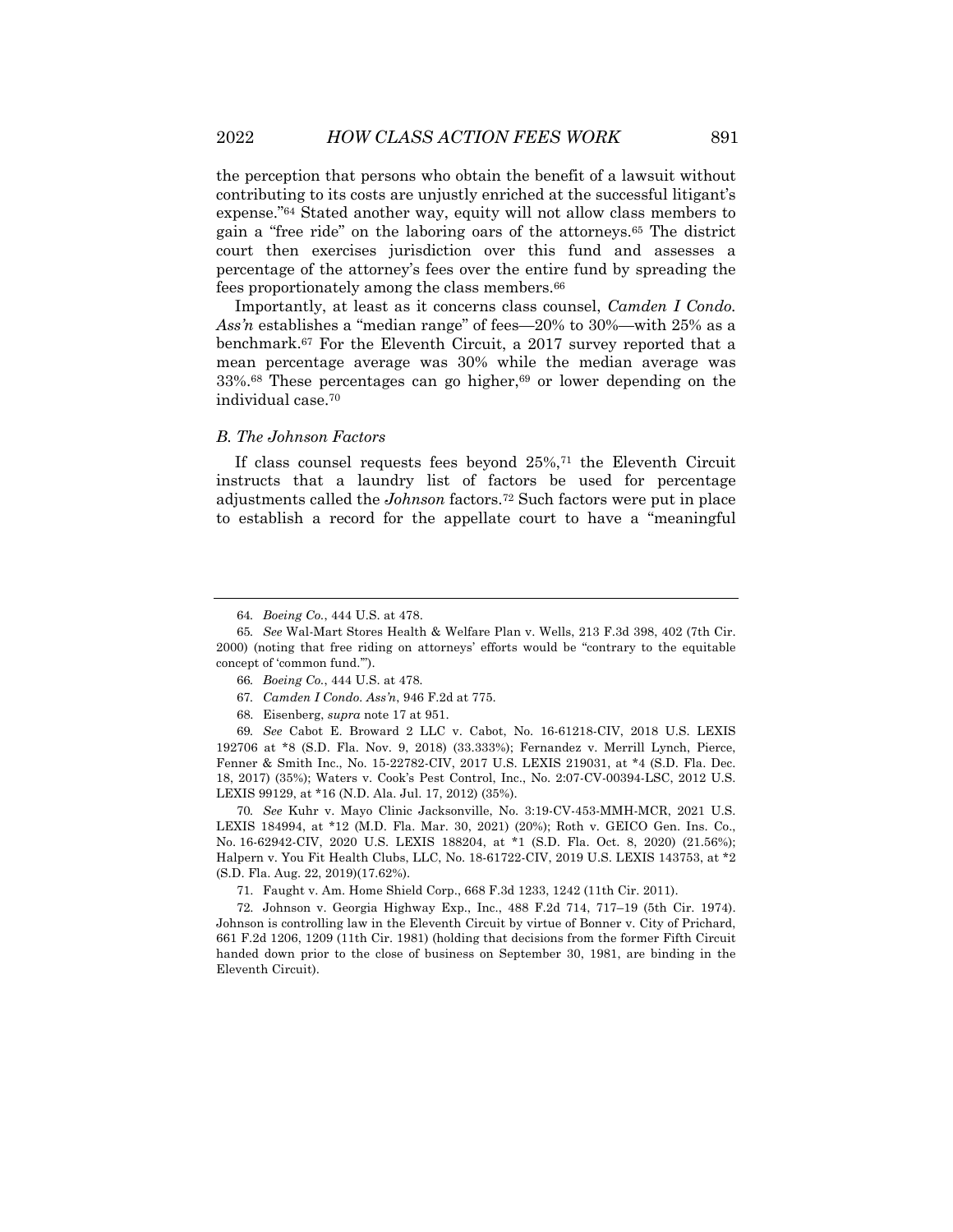the perception that persons who obtain the benefit of a lawsuit without contributing to its costs are unjustly enriched at the successful litigant's expense."[64] Stated another way, equity will not allow class members to gain a "free ride" on the laboring oars of the attorneys.[65] The district court then exercises jurisdiction over this fund and assesses a percentage of the attorney's fees over the entire fund by spreading the fees proportionately among the class members.[66]

Importantly, at least as it concerns class counsel, *Camden I Condo. Ass'n* establishes a "median range" of fees—20% to 30%—with 25% as a benchmark.[67] For the Eleventh Circuit, a 2017 survey reported that a mean percentage average was 30% while the median average was 33%.[68] These percentages can go higher,[69] or lower depending on the individual case.[70]

### *B. The Johnson Factors*

If class counsel requests fees beyond 25%,[71] the Eleventh Circuit instructs that a laundry list of factors be used for percentage adjustments called the *Johnson* factors.[72] Such factors were put in place to establish a record for the appellate court to have a "meaningful

---

64. *Boeing Co.*, 444 U.S. at 478.

65. *See* Wal-Mart Stores Health & Welfare Plan v. Wells, 213 F.3d 398, 402 (7th Cir. 2000) (noting that free riding on attorneys' efforts would be "contrary to the equitable concept of 'common fund.'").

66. *Boeing Co.*, 444 U.S. at 478.

67. *Camden I Condo. Ass'n*, 946 F.2d at 775.

68. Eisenberg, *supra* note 17 at 951.

69. *See* Cabot E. Broward 2 LLC v. Cabot, No. 16-61218-CIV, 2018 U.S. LEXIS 192706 at *8 (S.D. Fla. Nov. 9, 2018) (33.333%); Fernandez v. Merrill Lynch, Pierce, Fenner & Smith Inc., No. 15-22782-CIV, 2017 U.S. LEXIS 219031, at *4 (S.D. Fla. Dec. 18, 2017) (35%); Waters v. Cook's Pest Control, Inc., No. 2:07-CV-00394-LSC, 2012 U.S. LEXIS 99129, at *16 (N.D. Ala. Jul. 17, 2012) (35%).

70. *See* Kuhr v. Mayo Clinic Jacksonville, No. 3:19-CV-453-MMH-MCR, 2021 U.S. LEXIS 184994, at *12 (M.D. Fla. Mar. 30, 2021) (20%); Roth v. GEICO Gen. Ins. Co., No. 16-62942-CIV, 2020 U.S. LEXIS 188204, at *1 (S.D. Fla. Oct. 8, 2020) (21.56%); Halpern v. You Fit Health Clubs, LLC, No. 18-61722-CIV, 2019 U.S. LEXIS 143753, at *2 (S.D. Fla. Aug. 22, 2019)(17.62%).

71. Faught v. Am. Home Shield Corp., 668 F.3d 1233, 1242 (11th Cir. 2011).

72. Johnson v. Georgia Highway Exp., Inc., 488 F.2d 714, 717–19 (5th Cir. 1974). Johnson is controlling law in the Eleventh Circuit by virtue of Bonner v. City of Prichard, 661 F.2d 1206, 1209 (11th Cir. 1981) (holding that decisions from the former Fifth Circuit handed down prior to the close of business on September 30, 1981, are binding in the Eleventh Circuit).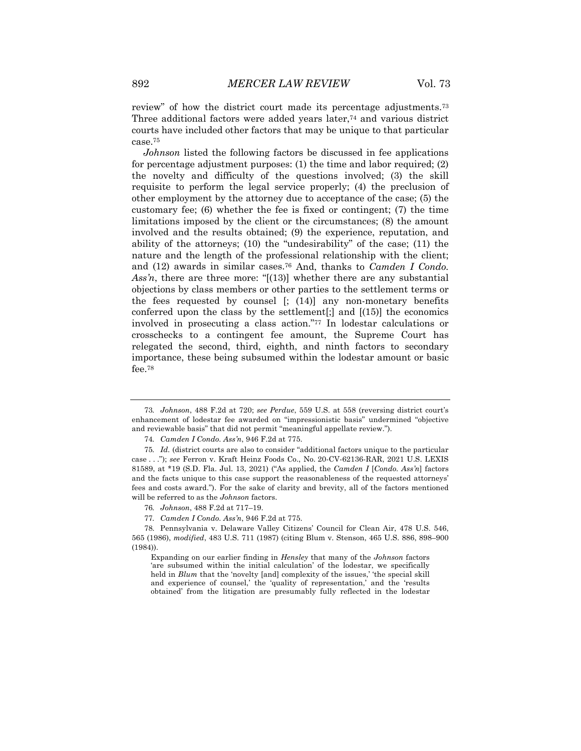review" of how the district court made its percentage adjustments.[73] Three additional factors were added years later,[74] and various district courts have included other factors that may be unique to that particular case.[75]

*Johnson* listed the following factors be discussed in fee applications for percentage adjustment purposes: (1) the time and labor required; (2) the novelty and difficulty of the questions involved; (3) the skill requisite to perform the legal service properly; (4) the preclusion of other employment by the attorney due to acceptance of the case; (5) the customary fee; (6) whether the fee is fixed or contingent; (7) the time limitations imposed by the client or the circumstances; (8) the amount involved and the results obtained; (9) the experience, reputation, and ability of the attorneys; (10) the "undesirability" of the case; (11) the nature and the length of the professional relationship with the client; and (12) awards in similar cases.[76] And, thanks to *Camden I Condo. Ass'n*, there are three more: "[(13)] whether there are any substantial objections by class members or other parties to the settlement terms or the fees requested by counsel [; (14)] any non-monetary benefits conferred upon the class by the settlement[;] and [(15)] the economics involved in prosecuting a class action."[77] In lodestar calculations or crosschecks to a contingent fee amount, the Supreme Court has relegated the second, third, eighth, and ninth factors to secondary importance, these being subsumed within the lodestar amount or basic fee.[78]

---

73. *Johnson*, 488 F.2d at 720; *see Perdue*, 559 U.S. at 558 (reversing district court's enhancement of lodestar fee awarded on "impressionistic basis" undermined "objective and reviewable basis" that did not permit "meaningful appellate review.").

74. *Camden I Condo. Ass'n*, 946 F.2d at 775.

75. *Id.* (district courts are also to consider "additional factors unique to the particular case . . ."); *see* Ferron v. Kraft Heinz Foods Co., No. 20-CV-62136-RAR, 2021 U.S. LEXIS 81589, at *19 (S.D. Fla. Jul. 13, 2021) ("As applied, the *Camden I* [*Condo. Ass'n*] factors and the facts unique to this case support the reasonableness of the requested attorneys' fees and costs award."). For the sake of clarity and brevity, all of the factors mentioned will be referred to as the *Johnson* factors.

76. *Johnson*, 488 F.2d at 717–19.

77. *Camden I Condo. Ass'n*, 946 F.2d at 775.

78. Pennsylvania v. Delaware Valley Citizens' Council for Clean Air, 478 U.S. 546, 565 (1986), *modified*, 483 U.S. 711 (1987) (citing Blum v. Stenson, 465 U.S. 886, 898–900 (1984)).

> Expanding on our earlier finding in *Hensley* that many of the *Johnson* factors 'are subsumed within the initial calculation' of the lodestar, we specifically held in *Blum* that the 'novelty [and] complexity of the issues,' 'the special skill and experience of counsel,' the 'quality of representation,' and the 'results obtained' from the litigation are presumably fully reflected in the lodestar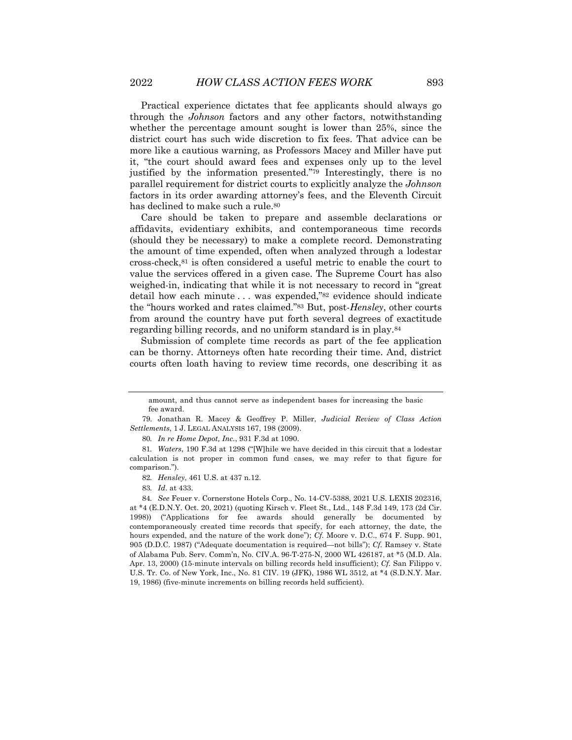Practical experience dictates that fee applicants should always go through the *Johnson* factors and any other factors, notwithstanding whether the percentage amount sought is lower than 25%, since the district court has such wide discretion to fix fees. That advice can be more like a cautious warning, as Professors Macey and Miller have put it, "the court should award fees and expenses only up to the level justified by the information presented."[79] Interestingly, there is no parallel requirement for district courts to explicitly analyze the *Johnson* factors in its order awarding attorney's fees, and the Eleventh Circuit has declined to make such a rule.[80]

Care should be taken to prepare and assemble declarations or affidavits, evidentiary exhibits, and contemporaneous time records (should they be necessary) to make a complete record. Demonstrating the amount of time expended, often when analyzed through a lodestar cross-check,[81] is often considered a useful metric to enable the court to value the services offered in a given case. The Supreme Court has also weighed-in, indicating that while it is not necessary to record in "great detail how each minute . . . was expended,"[82] evidence should indicate the "hours worked and rates claimed."[83] But, post-*Hensley*, other courts from around the country have put forth several degrees of exactitude regarding billing records, and no uniform standard is in play.[84]

Submission of complete time records as part of the fee application can be thorny. Attorneys often hate recording their time. And, district courts often loath having to review time records, one describing it as

---

amount, and thus cannot serve as independent bases for increasing the basic fee award.

79. Jonathan R. Macey & Geoffrey P. Miller, *Judicial Review of Class Action Settlements*, 1 J. LEGAL ANALYSIS 167, 198 (2009).

80. *In re Home Depot, Inc.*, 931 F.3d at 1090.

81. *Waters*, 190 F.3d at 1298 ("[W]hile we have decided in this circuit that a lodestar calculation is not proper in common fund cases, we may refer to that figure for comparison.").

82. *Hensley*, 461 U.S. at 437 n.12.

83. *Id.* at 433.

84. *See* Feuer v. Cornerstone Hotels Corp., No. 14-CV-5388, 2021 U.S. LEXIS 202316, at \*4 (E.D.N.Y. Oct. 20, 2021) (quoting Kirsch v. Fleet St., Ltd., 148 F.3d 149, 173 (2d Cir. 1998)) ("Applications for fee awards should generally be documented by contemporaneously created time records that specify, for each attorney, the date, the hours expended, and the nature of the work done"); *Cf.* Moore v. D.C., 674 F. Supp. 901, 905 (D.D.C. 1987) ("Adequate documentation is required—not bills"); *Cf.* Ramsey v. State of Alabama Pub. Serv. Comm'n, No. CIV.A. 96-T-275-N, 2000 WL 426187, at \*5 (M.D. Ala. Apr. 13, 2000) (15-minute intervals on billing records held insufficient); *Cf.* San Filippo v. U.S. Tr. Co. of New York, Inc., No. 81 CIV. 19 (JFK), 1986 WL 3512, at \*4 (S.D.N.Y. Mar. 19, 1986) (five-minute increments on billing records held sufficient).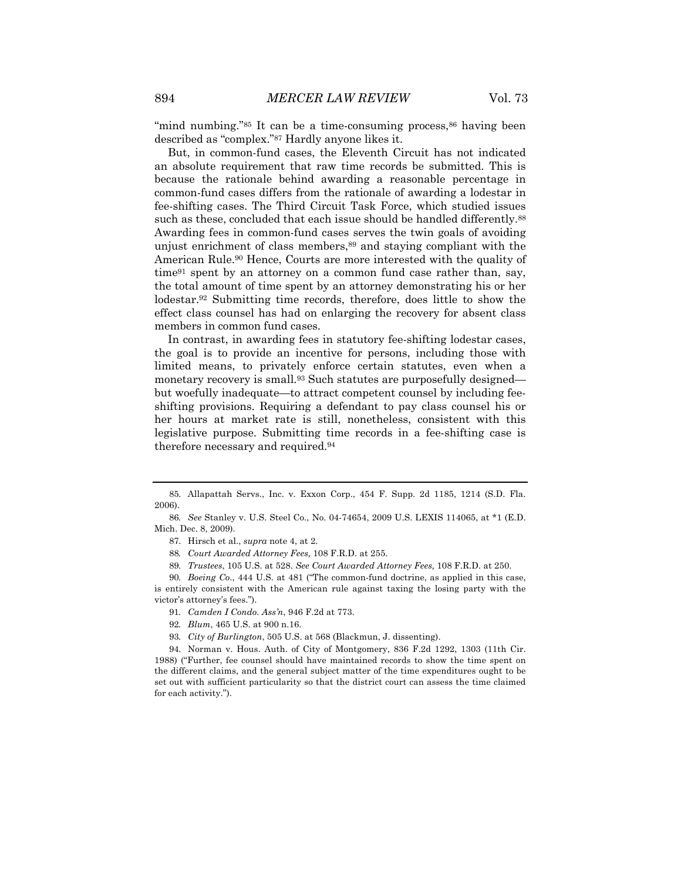"mind numbing."[85] It can be a time-consuming process,[86] having been described as "complex."[87] Hardly anyone likes it.

But, in common-fund cases, the Eleventh Circuit has not indicated an absolute requirement that raw time records be submitted. This is because the rationale behind awarding a reasonable percentage in common-fund cases differs from the rationale of awarding a lodestar in fee-shifting cases. The Third Circuit Task Force, which studied issues such as these, concluded that each issue should be handled differently.[88] Awarding fees in common-fund cases serves the twin goals of avoiding unjust enrichment of class members,[89] and staying compliant with the American Rule.[90] Hence, Courts are more interested with the quality of time[91] spent by an attorney on a common fund case rather than, say, the total amount of time spent by an attorney demonstrating his or her lodestar.[92] Submitting time records, therefore, does little to show the effect class counsel has had on enlarging the recovery for absent class members in common fund cases.

In contrast, in awarding fees in statutory fee-shifting lodestar cases, the goal is to provide an incentive for persons, including those with limited means, to privately enforce certain statutes, even when a monetary recovery is small.[93] Such statutes are purposefully designed—but woefully inadequate—to attract competent counsel by including fee-shifting provisions. Requiring a defendant to pay class counsel his or her hours at market rate is still, nonetheless, consistent with this legislative purpose. Submitting time records in a fee-shifting case is therefore necessary and required.[94]

---

85. Allapattah Servs., Inc. v. Exxon Corp., 454 F. Supp. 2d 1185, 1214 (S.D. Fla. 2006).

86. *See* Stanley v. U.S. Steel Co., No. 04-74654, 2009 U.S. LEXIS 114065, at *1 (E.D. Mich. Dec. 8, 2009).

87. Hirsch et al., *supra* note 4, at 2.

88. *Court Awarded Attorney Fees,* 108 F.R.D. at 255.

89. *Trustees*, 105 U.S. at 528. *See Court Awarded Attorney Fees,* 108 F.R.D. at 250.

90. *Boeing Co.*, 444 U.S. at 481 ("The common-fund doctrine, as applied in this case, is entirely consistent with the American rule against taxing the losing party with the victor's attorney's fees.").

91. *Camden I Condo. Ass'n*, 946 F.2d at 773.

92. *Blum*, 465 U.S. at 900 n.16.

93. *City of Burlington*, 505 U.S. at 568 (Blackmun, J. dissenting).

94. Norman v. Hous. Auth. of City of Montgomery, 836 F.2d 1292, 1303 (11th Cir. 1988) ("Further, fee counsel should have maintained records to show the time spent on the different claims, and the general subject matter of the time expenditures ought to be set out with sufficient particularity so that the district court can assess the time claimed for each activity.").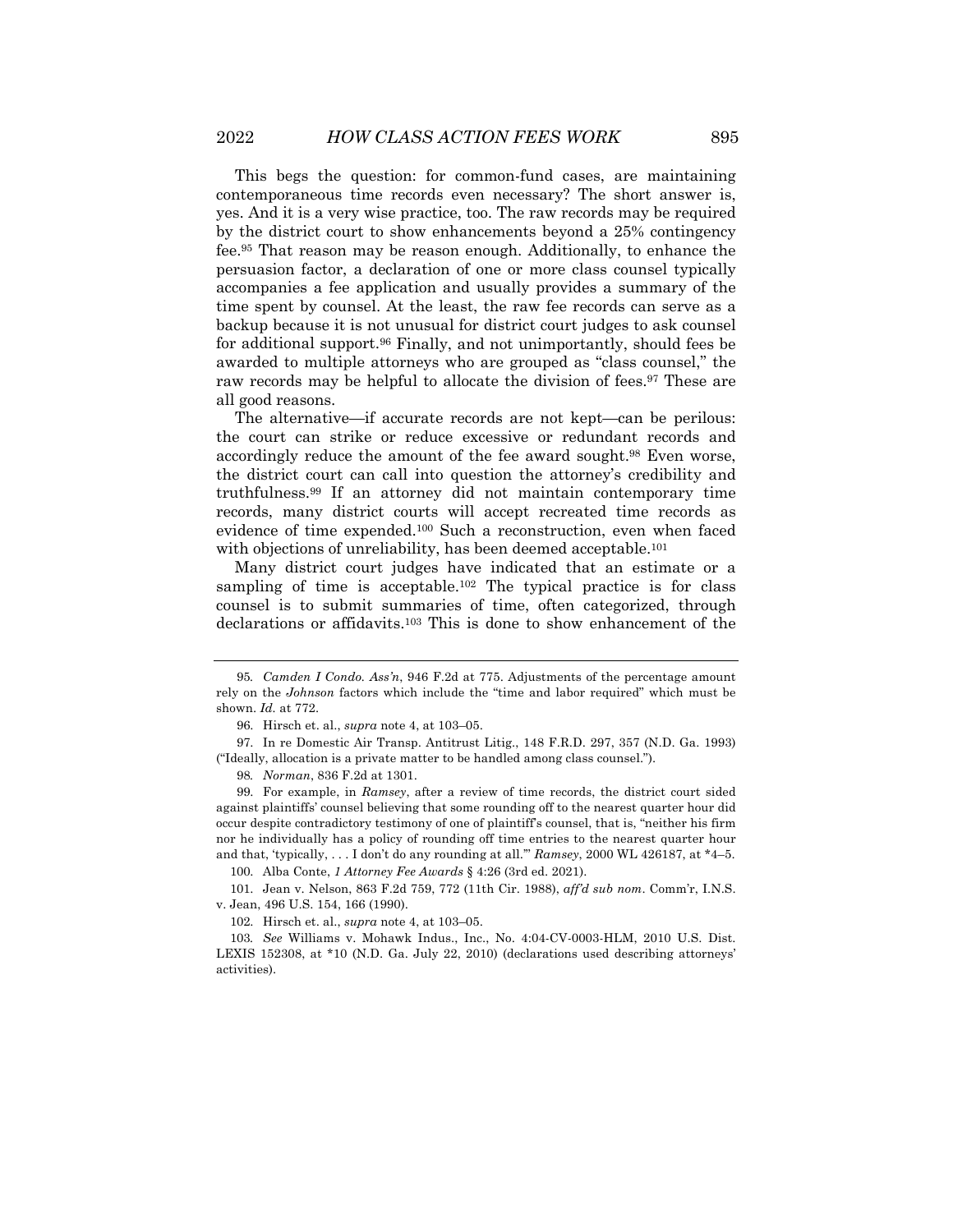This begs the question: for common-fund cases, are maintaining contemporaneous time records even necessary? The short answer is, yes. And it is a very wise practice, too. The raw records may be required by the district court to show enhancements beyond a 25% contingency fee.[95] That reason may be reason enough. Additionally, to enhance the persuasion factor, a declaration of one or more class counsel typically accompanies a fee application and usually provides a summary of the time spent by counsel. At the least, the raw fee records can serve as a backup because it is not unusual for district court judges to ask counsel for additional support.[96] Finally, and not unimportantly, should fees be awarded to multiple attorneys who are grouped as "class counsel," the raw records may be helpful to allocate the division of fees.[97] These are all good reasons.

The alternative—if accurate records are not kept—can be perilous: the court can strike or reduce excessive or redundant records and accordingly reduce the amount of the fee award sought.[98] Even worse, the district court can call into question the attorney's credibility and truthfulness.[99] If an attorney did not maintain contemporary time records, many district courts will accept recreated time records as evidence of time expended.[100] Such a reconstruction, even when faced with objections of unreliability, has been deemed acceptable.[101]

Many district court judges have indicated that an estimate or a sampling of time is acceptable.[102] The typical practice is for class counsel is to submit summaries of time, often categorized, through declarations or affidavits.[103] This is done to show enhancement of the

---

95. *Camden I Condo. Ass'n*, 946 F.2d at 775. Adjustments of the percentage amount rely on the *Johnson* factors which include the "time and labor required" which must be shown. *Id.* at 772.

96. Hirsch et. al., *supra* note 4, at 103–05.

97. In re Domestic Air Transp. Antitrust Litig., 148 F.R.D. 297, 357 (N.D. Ga. 1993) ("Ideally, allocation is a private matter to be handled among class counsel.").

98. *Norman*, 836 F.2d at 1301.

99. For example, in *Ramsey*, after a review of time records, the district court sided against plaintiffs' counsel believing that some rounding off to the nearest quarter hour did occur despite contradictory testimony of one of plaintiff's counsel, that is, "neither his firm nor he individually has a policy of rounding off time entries to the nearest quarter hour and that, 'typically, . . . I don't do any rounding at all.'" *Ramsey*, 2000 WL 426187, at \*4–5.

100. Alba Conte, *1 Attorney Fee Awards* § 4:26 (3rd ed. 2021).

101. Jean v. Nelson, 863 F.2d 759, 772 (11th Cir. 1988), *aff'd sub nom*. Comm'r, I.N.S. v. Jean, 496 U.S. 154, 166 (1990).

102. Hirsch et. al., *supra* note 4, at 103–05.

103. *See* Williams v. Mohawk Indus., Inc., No. 4:04-CV-0003-HLM, 2010 U.S. Dist. LEXIS 152308, at \*10 (N.D. Ga. July 22, 2010) (declarations used describing attorneys' activities).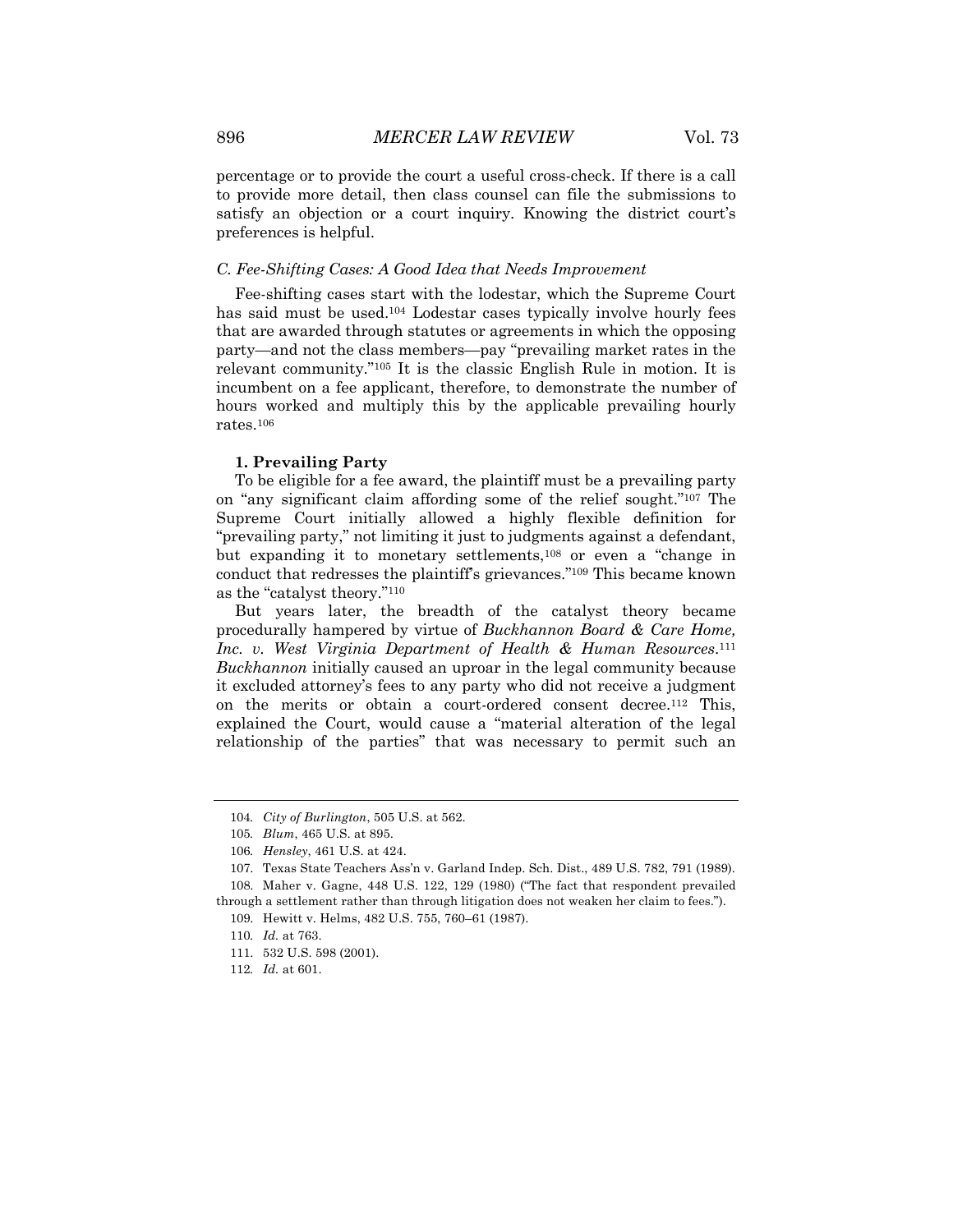percentage or to provide the court a useful cross-check. If there is a call to provide more detail, then class counsel can file the submissions to satisfy an objection or a court inquiry. Knowing the district court's preferences is helpful.

### *C. Fee-Shifting Cases: A Good Idea that Needs Improvement*

Fee-shifting cases start with the lodestar, which the Supreme Court has said must be used.[104] Lodestar cases typically involve hourly fees that are awarded through statutes or agreements in which the opposing party—and not the class members—pay "prevailing market rates in the relevant community."[105] It is the classic English Rule in motion. It is incumbent on a fee applicant, therefore, to demonstrate the number of hours worked and multiply this by the applicable prevailing hourly rates.[106]

#### **1. Prevailing Party**

To be eligible for a fee award, the plaintiff must be a prevailing party on "any significant claim affording some of the relief sought."[107] The Supreme Court initially allowed a highly flexible definition for "prevailing party," not limiting it just to judgments against a defendant, but expanding it to monetary settlements,[108] or even a "change in conduct that redresses the plaintiff's grievances."[109] This became known as the "catalyst theory."[110]

But years later, the breadth of the catalyst theory became procedurally hampered by virtue of *Buckhannon Board & Care Home, Inc. v. West Virginia Department of Health & Human Resources*.[111] *Buckhannon* initially caused an uproar in the legal community because it excluded attorney's fees to any party who did not receive a judgment on the merits or obtain a court-ordered consent decree.[112] This, explained the Court, would cause a "material alteration of the legal relationship of the parties" that was necessary to permit such an

---

104. *City of Burlington*, 505 U.S. at 562.

105. *Blum*, 465 U.S. at 895.

106. *Hensley*, 461 U.S. at 424.

107. Texas State Teachers Ass'n v. Garland Indep. Sch. Dist., 489 U.S. 782, 791 (1989).

108. Maher v. Gagne, 448 U.S. 122, 129 (1980) ("The fact that respondent prevailed through a settlement rather than through litigation does not weaken her claim to fees.").

109. Hewitt v. Helms, 482 U.S. 755, 760–61 (1987).

110. *Id.* at 763.

111. 532 U.S. 598 (2001).

112. *Id.* at 601.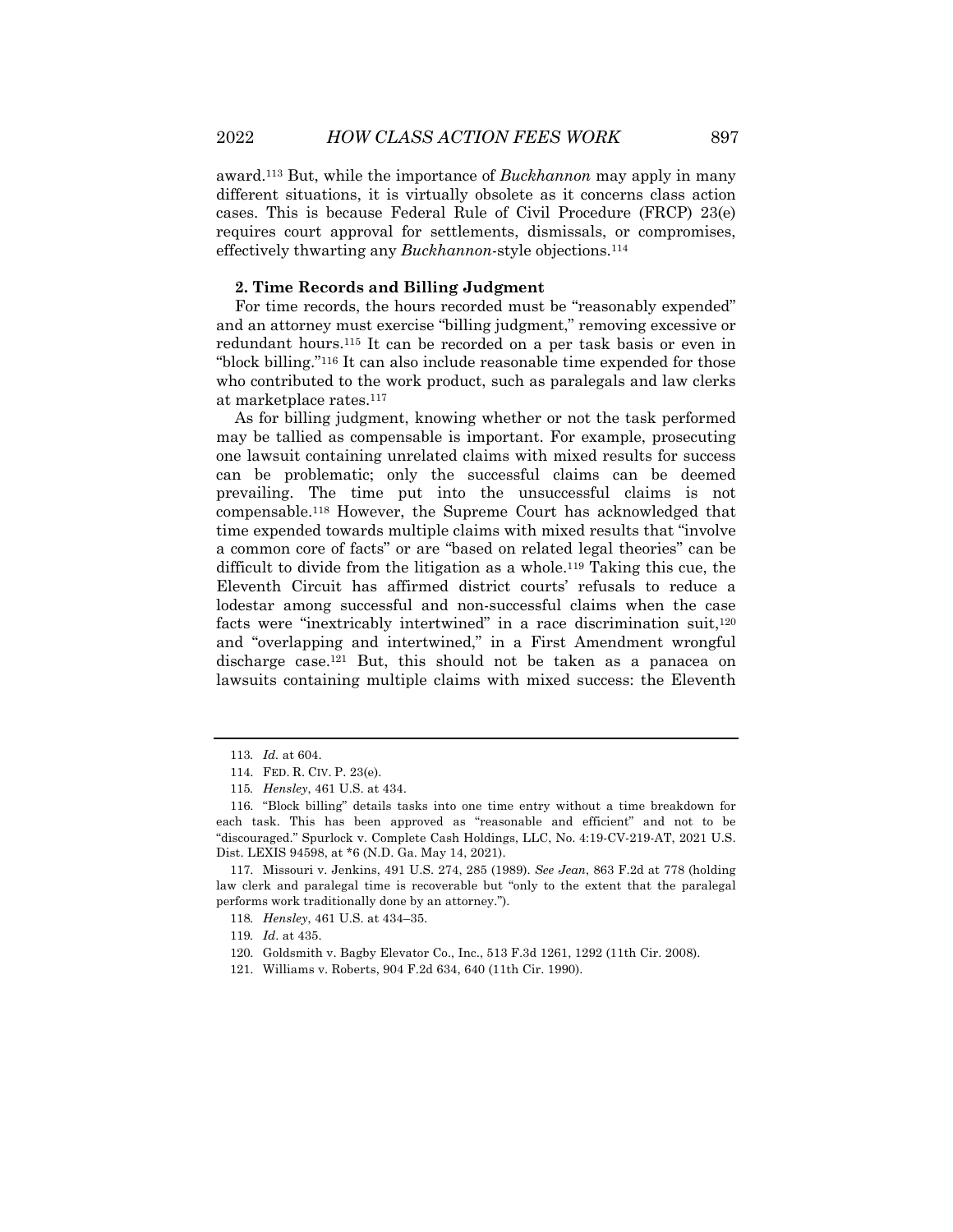award.[113] But, while the importance of *Buckhannon* may apply in many different situations, it is virtually obsolete as it concerns class action cases. This is because Federal Rule of Civil Procedure (FRCP) 23(e) requires court approval for settlements, dismissals, or compromises, effectively thwarting any *Buckhannon*-style objections.[114]

**2. Time Records and Billing Judgment**

For time records, the hours recorded must be "reasonably expended" and an attorney must exercise "billing judgment," removing excessive or redundant hours.[115] It can be recorded on a per task basis or even in "block billing."[116] It can also include reasonable time expended for those who contributed to the work product, such as paralegals and law clerks at marketplace rates.[117]

As for billing judgment, knowing whether or not the task performed may be tallied as compensable is important. For example, prosecuting one lawsuit containing unrelated claims with mixed results for success can be problematic; only the successful claims can be deemed prevailing. The time put into the unsuccessful claims is not compensable.[118] However, the Supreme Court has acknowledged that time expended towards multiple claims with mixed results that "involve a common core of facts" or are "based on related legal theories" can be difficult to divide from the litigation as a whole.[119] Taking this cue, the Eleventh Circuit has affirmed district courts' refusals to reduce a lodestar among successful and non-successful claims when the case facts were "inextricably intertwined" in a race discrimination suit,[120] and "overlapping and intertwined," in a First Amendment wrongful discharge case.[121] But, this should not be taken as a panacea on lawsuits containing multiple claims with mixed success: the Eleventh

---

113. *Id.* at 604.

114. FED. R. CIV. P. 23(e).

115. *Hensley*, 461 U.S. at 434.

116. "Block billing" details tasks into one time entry without a time breakdown for each task. This has been approved as "reasonable and efficient" and not to be "discouraged." Spurlock v. Complete Cash Holdings, LLC, No. 4:19-CV-219-AT, 2021 U.S. Dist. LEXIS 94598, at *6 (N.D. Ga. May 14, 2021).

117. Missouri v. Jenkins, 491 U.S. 274, 285 (1989). *See Jean*, 863 F.2d at 778 (holding law clerk and paralegal time is recoverable but "only to the extent that the paralegal performs work traditionally done by an attorney.").

118. *Hensley*, 461 U.S. at 434–35.

119. *Id*. at 435.

120. Goldsmith v. Bagby Elevator Co., Inc., 513 F.3d 1261, 1292 (11th Cir. 2008).

121. Williams v. Roberts, 904 F.2d 634, 640 (11th Cir. 1990).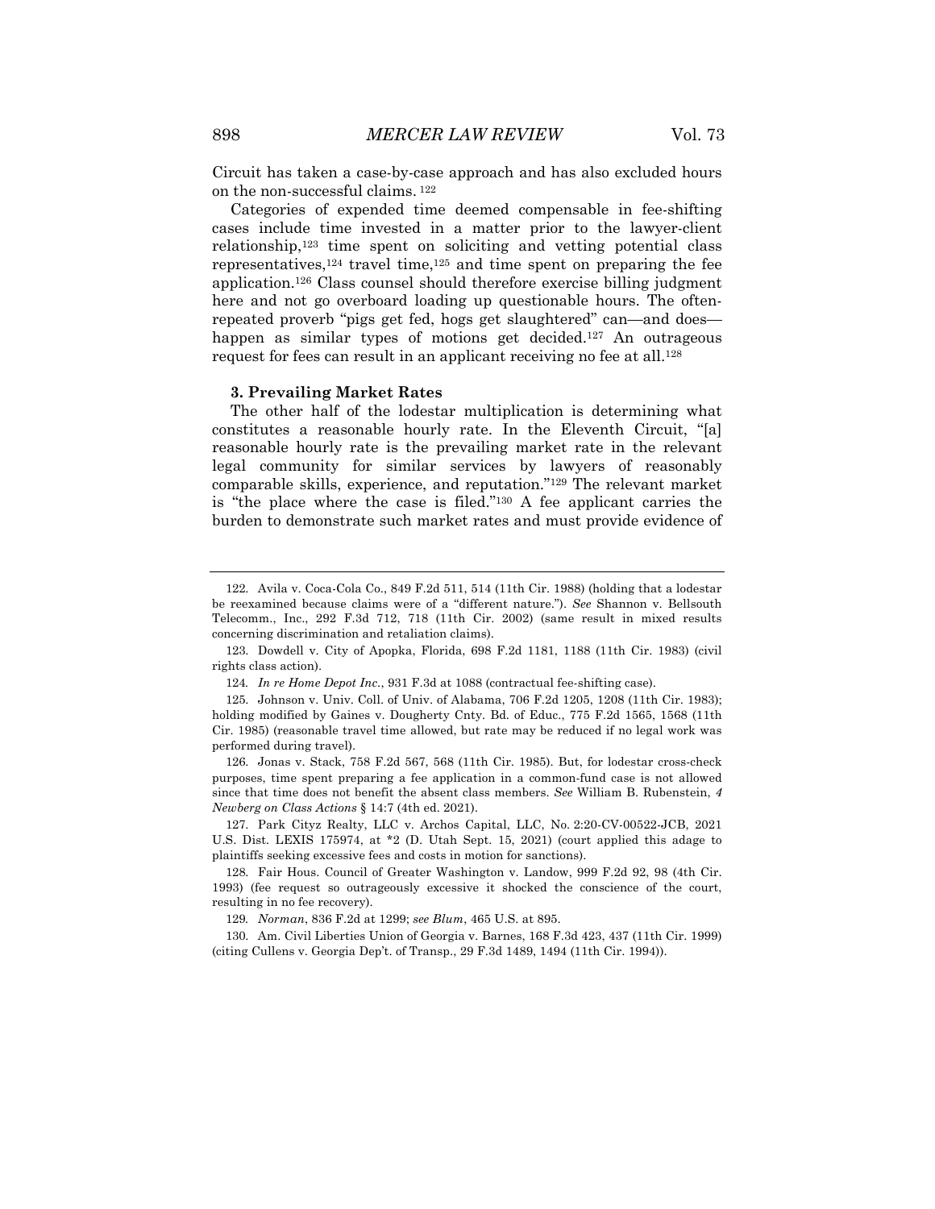Circuit has taken a case-by-case approach and has also excluded hours on the non-successful claims. [122]

Categories of expended time deemed compensable in fee-shifting cases include time invested in a matter prior to the lawyer-client relationship,[123] time spent on soliciting and vetting potential class representatives,[124] travel time,[125] and time spent on preparing the fee application.[126] Class counsel should therefore exercise billing judgment here and not go overboard loading up questionable hours. The often-repeated proverb "pigs get fed, hogs get slaughtered" can—and does—happen as similar types of motions get decided.[127] An outrageous request for fees can result in an applicant receiving no fee at all.[128]

### 3. Prevailing Market Rates

The other half of the lodestar multiplication is determining what constitutes a reasonable hourly rate. In the Eleventh Circuit, "[a] reasonable hourly rate is the prevailing market rate in the relevant legal community for similar services by lawyers of reasonably comparable skills, experience, and reputation."[129] The relevant market is "the place where the case is filed."[130] A fee applicant carries the burden to demonstrate such market rates and must provide evidence of

---

122. Avila v. Coca-Cola Co., 849 F.2d 511, 514 (11th Cir. 1988) (holding that a lodestar be reexamined because claims were of a "different nature."). *See* Shannon v. Bellsouth Telecomm., Inc., 292 F.3d 712, 718 (11th Cir. 2002) (same result in mixed results concerning discrimination and retaliation claims).

123. Dowdell v. City of Apopka, Florida, 698 F.2d 1181, 1188 (11th Cir. 1983) (civil rights class action).

124. *In re Home Depot Inc.*, 931 F.3d at 1088 (contractual fee-shifting case).

125. Johnson v. Univ. Coll. of Univ. of Alabama, 706 F.2d 1205, 1208 (11th Cir. 1983); holding modified by Gaines v. Dougherty Cnty. Bd. of Educ., 775 F.2d 1565, 1568 (11th Cir. 1985) (reasonable travel time allowed, but rate may be reduced if no legal work was performed during travel).

126. Jonas v. Stack, 758 F.2d 567, 568 (11th Cir. 1985). But, for lodestar cross-check purposes, time spent preparing a fee application in a common-fund case is not allowed since that time does not benefit the absent class members. *See* William B. Rubenstein, *4 Newberg on Class Actions* § 14:7 (4th ed. 2021).

127. Park Cityz Realty, LLC v. Archos Capital, LLC, No. 2:20-CV-00522-JCB, 2021 U.S. Dist. LEXIS 175974, at *2 (D. Utah Sept. 15, 2021) (court applied this adage to plaintiffs seeking excessive fees and costs in motion for sanctions).

128. Fair Hous. Council of Greater Washington v. Landow, 999 F.2d 92, 98 (4th Cir. 1993) (fee request so outrageously excessive it shocked the conscience of the court, resulting in no fee recovery).

129. *Norman*, 836 F.2d at 1299; *see Blum*, 465 U.S. at 895.

130. Am. Civil Liberties Union of Georgia v. Barnes, 168 F.3d 423, 437 (11th Cir. 1999) (citing Cullens v. Georgia Dep't. of Transp., 29 F.3d 1489, 1494 (11th Cir. 1994)).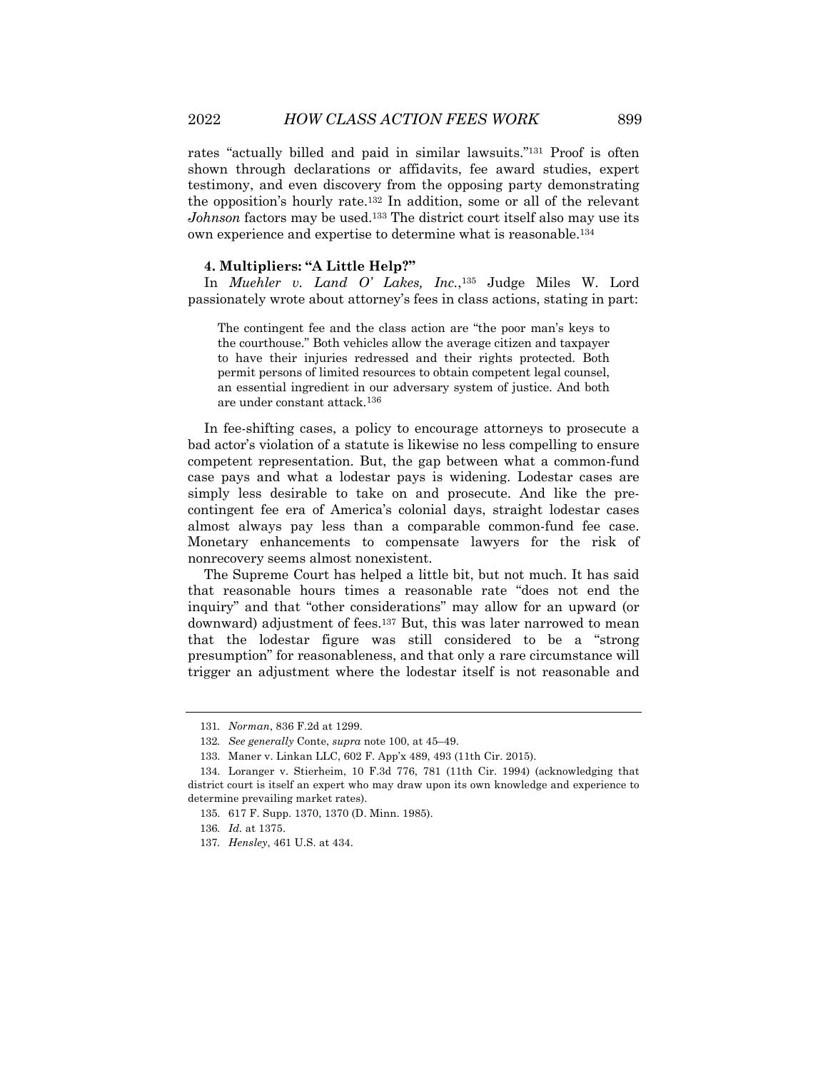rates "actually billed and paid in similar lawsuits."[131] Proof is often shown through declarations or affidavits, fee award studies, expert testimony, and even discovery from the opposing party demonstrating the opposition's hourly rate.[132] In addition, some or all of the relevant *Johnson* factors may be used.[133] The district court itself also may use its own experience and expertise to determine what is reasonable.[134]

#### 4. Multipliers: "A Little Help?"

In *Muehler v. Land O' Lakes, Inc.*,[135] Judge Miles W. Lord passionately wrote about attorney's fees in class actions, stating in part:

> The contingent fee and the class action are "the poor man's keys to the courthouse." Both vehicles allow the average citizen and taxpayer to have their injuries redressed and their rights protected. Both permit persons of limited resources to obtain competent legal counsel, an essential ingredient in our adversary system of justice. And both are under constant attack.[136]

In fee-shifting cases, a policy to encourage attorneys to prosecute a bad actor's violation of a statute is likewise no less compelling to ensure competent representation. But, the gap between what a common-fund case pays and what a lodestar pays is widening. Lodestar cases are simply less desirable to take on and prosecute. And like the pre-contingent fee era of America's colonial days, straight lodestar cases almost always pay less than a comparable common-fund fee case. Monetary enhancements to compensate lawyers for the risk of nonrecovery seems almost nonexistent.

The Supreme Court has helped a little bit, but not much. It has said that reasonable hours times a reasonable rate "does not end the inquiry" and that "other considerations" may allow for an upward (or downward) adjustment of fees.[137] But, this was later narrowed to mean that the lodestar figure was still considered to be a "strong presumption" for reasonableness, and that only a rare circumstance will trigger an adjustment where the lodestar itself is not reasonable and

---

131. *Norman*, 836 F.2d at 1299.

132. *See generally* Conte, *supra* note 100, at 45–49.

133. Maner v. Linkan LLC, 602 F. App'x 489, 493 (11th Cir. 2015).

134. Loranger v. Stierheim, 10 F.3d 776, 781 (11th Cir. 1994) (acknowledging that district court is itself an expert who may draw upon its own knowledge and experience to determine prevailing market rates).

135. 617 F. Supp. 1370, 1370 (D. Minn. 1985).

136. *Id.* at 1375.

137. *Hensley*, 461 U.S. at 434.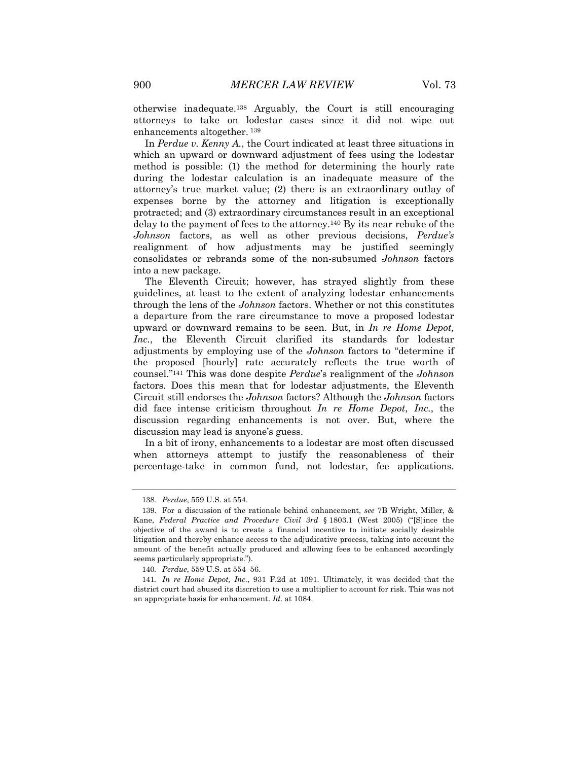otherwise inadequate.[138] Arguably, the Court is still encouraging attorneys to take on lodestar cases since it did not wipe out enhancements altogether. [139]

In *Perdue v. Kenny A.*, the Court indicated at least three situations in which an upward or downward adjustment of fees using the lodestar method is possible: (1) the method for determining the hourly rate during the lodestar calculation is an inadequate measure of the attorney's true market value; (2) there is an extraordinary outlay of expenses borne by the attorney and litigation is exceptionally protracted; and (3) extraordinary circumstances result in an exceptional delay to the payment of fees to the attorney.[140] By its near rebuke of the *Johnson* factors, as well as other previous decisions, *Perdue's* realignment of how adjustments may be justified seemingly consolidates or rebrands some of the non-subsumed *Johnson* factors into a new package.

The Eleventh Circuit; however, has strayed slightly from these guidelines, at least to the extent of analyzing lodestar enhancements through the lens of the *Johnson* factors. Whether or not this constitutes a departure from the rare circumstance to move a proposed lodestar upward or downward remains to be seen. But, in *In re Home Depot, Inc.*, the Eleventh Circuit clarified its standards for lodestar adjustments by employing use of the *Johnson* factors to "determine if the proposed [hourly] rate accurately reflects the true worth of counsel."[141] This was done despite *Perdue*'s realignment of the *Johnson* factors. Does this mean that for lodestar adjustments, the Eleventh Circuit still endorses the *Johnson* factors? Although the *Johnson* factors did face intense criticism throughout *In re Home Depot*, *Inc.*, the discussion regarding enhancements is not over. But, where the discussion may lead is anyone's guess.

In a bit of irony, enhancements to a lodestar are most often discussed when attorneys attempt to justify the reasonableness of their percentage-take in common fund, not lodestar, fee applications.

---

138. *Perdue*, 559 U.S. at 554.

139. For a discussion of the rationale behind enhancement, *see* 7B Wright, Miller, & Kane, *Federal Practice and Procedure Civil 3rd* § 1803.1 (West 2005) ("[S]ince the objective of the award is to create a financial incentive to initiate socially desirable litigation and thereby enhance access to the adjudicative process, taking into account the amount of the benefit actually produced and allowing fees to be enhanced accordingly seems particularly appropriate.").

140. *Perdue*, 559 U.S. at 554–56.

141. *In re Home Depot, Inc.*, 931 F.2d at 1091. Ultimately, it was decided that the district court had abused its discretion to use a multiplier to account for risk. This was not an appropriate basis for enhancement. *Id*. at 1084.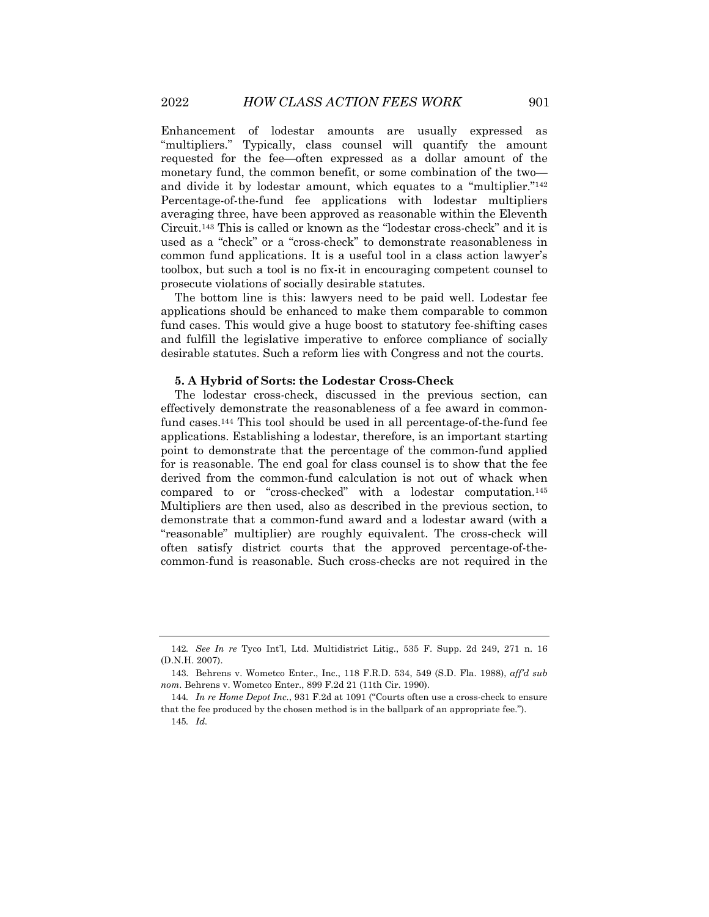Enhancement of lodestar amounts are usually expressed as "multipliers." Typically, class counsel will quantify the amount requested for the fee—often expressed as a dollar amount of the monetary fund, the common benefit, or some combination of the two—and divide it by lodestar amount, which equates to a "multiplier."[142] Percentage-of-the-fund fee applications with lodestar multipliers averaging three, have been approved as reasonable within the Eleventh Circuit.[143] This is called or known as the "lodestar cross-check" and it is used as a "check" or a "cross-check" to demonstrate reasonableness in common fund applications. It is a useful tool in a class action lawyer's toolbox, but such a tool is no fix-it in encouraging competent counsel to prosecute violations of socially desirable statutes.

The bottom line is this: lawyers need to be paid well. Lodestar fee applications should be enhanced to make them comparable to common fund cases. This would give a huge boost to statutory fee-shifting cases and fulfill the legislative imperative to enforce compliance of socially desirable statutes. Such a reform lies with Congress and not the courts.

### 5. A Hybrid of Sorts: the Lodestar Cross-Check

The lodestar cross-check, discussed in the previous section, can effectively demonstrate the reasonableness of a fee award in common-fund cases.[144] This tool should be used in all percentage-of-the-fund fee applications. Establishing a lodestar, therefore, is an important starting point to demonstrate that the percentage of the common-fund applied for is reasonable. The end goal for class counsel is to show that the fee derived from the common-fund calculation is not out of whack when compared to or "cross-checked" with a lodestar computation.[145] Multipliers are then used, also as described in the previous section, to demonstrate that a common-fund award and a lodestar award (with a "reasonable" multiplier) are roughly equivalent. The cross-check will often satisfy district courts that the approved percentage-of-the-common-fund is reasonable. Such cross-checks are not required in the

---

142. *See In re* Tyco Int'l, Ltd. Multidistrict Litig., 535 F. Supp. 2d 249, 271 n. 16 (D.N.H. 2007).

143. Behrens v. Wometco Enter., Inc., 118 F.R.D. 534, 549 (S.D. Fla. 1988), *aff'd sub nom*. Behrens v. Wometco Enter., 899 F.2d 21 (11th Cir. 1990).

144. *In re Home Depot Inc.*, 931 F.2d at 1091 ("Courts often use a cross-check to ensure that the fee produced by the chosen method is in the ballpark of an appropriate fee.").

145. *Id.*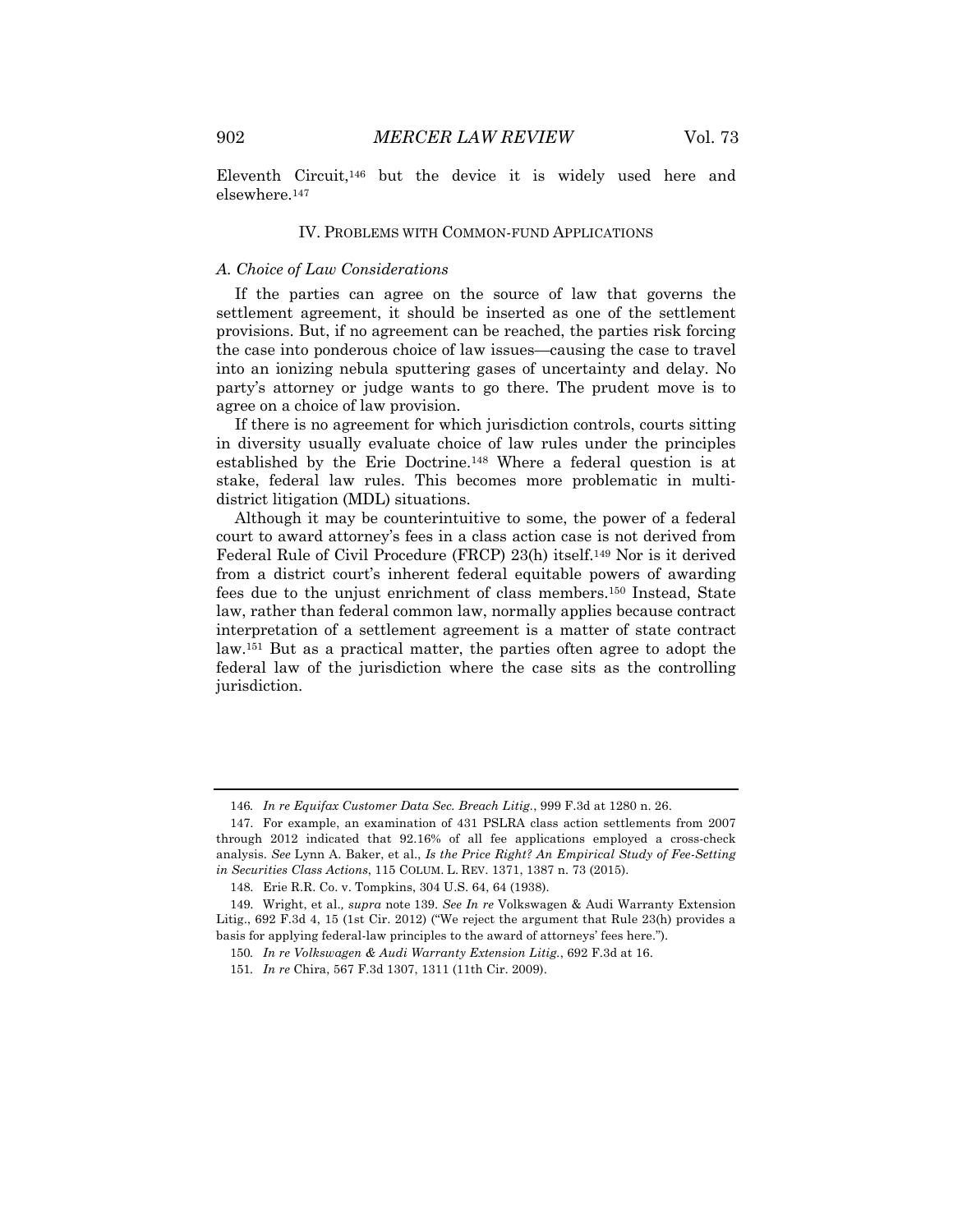Eleventh Circuit,[146] but the device it is widely used here and elsewhere.[147]

## IV. PROBLEMS WITH COMMON-FUND APPLICATIONS

### *A. Choice of Law Considerations*

If the parties can agree on the source of law that governs the settlement agreement, it should be inserted as one of the settlement provisions. But, if no agreement can be reached, the parties risk forcing the case into ponderous choice of law issues—causing the case to travel into an ionizing nebula sputtering gases of uncertainty and delay. No party's attorney or judge wants to go there. The prudent move is to agree on a choice of law provision.

If there is no agreement for which jurisdiction controls, courts sitting in diversity usually evaluate choice of law rules under the principles established by the Erie Doctrine.[148] Where a federal question is at stake, federal law rules. This becomes more problematic in multi-district litigation (MDL) situations.

Although it may be counterintuitive to some, the power of a federal court to award attorney's fees in a class action case is not derived from Federal Rule of Civil Procedure (FRCP) 23(h) itself.[149] Nor is it derived from a district court's inherent federal equitable powers of awarding fees due to the unjust enrichment of class members.[150] Instead, State law, rather than federal common law, normally applies because contract interpretation of a settlement agreement is a matter of state contract law.[151] But as a practical matter, the parties often agree to adopt the federal law of the jurisdiction where the case sits as the controlling jurisdiction.

---

146. *In re Equifax Customer Data Sec. Breach Litig.*, 999 F.3d at 1280 n. 26.

147. For example, an examination of 431 PSLRA class action settlements from 2007 through 2012 indicated that 92.16% of all fee applications employed a cross-check analysis. *See* Lynn A. Baker, et al., *Is the Price Right? An Empirical Study of Fee-Setting in Securities Class Actions*, 115 COLUM. L. REV. 1371, 1387 n. 73 (2015).

148. Erie R.R. Co. v. Tompkins, 304 U.S. 64, 64 (1938).

149. Wright, et al., *supra* note 139. *See In re* Volkswagen & Audi Warranty Extension Litig., 692 F.3d 4, 15 (1st Cir. 2012) ("We reject the argument that Rule 23(h) provides a basis for applying federal-law principles to the award of attorneys' fees here.").

150. *In re Volkswagen & Audi Warranty Extension Litig.*, 692 F.3d at 16.

151. *In re* Chira, 567 F.3d 1307, 1311 (11th Cir. 2009).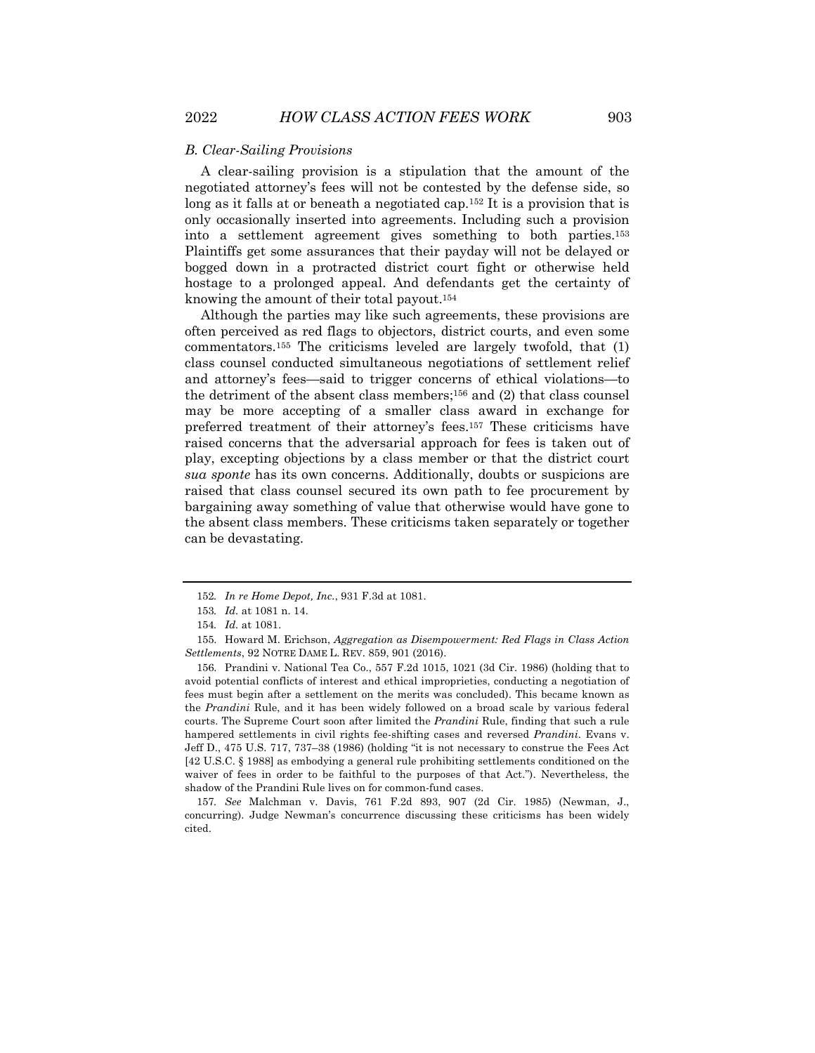### *B. Clear-Sailing Provisions*

A clear-sailing provision is a stipulation that the amount of the negotiated attorney's fees will not be contested by the defense side, so long as it falls at or beneath a negotiated cap.[152] It is a provision that is only occasionally inserted into agreements. Including such a provision into a settlement agreement gives something to both parties.[153] Plaintiffs get some assurances that their payday will not be delayed or bogged down in a protracted district court fight or otherwise held hostage to a prolonged appeal. And defendants get the certainty of knowing the amount of their total payout.[154]

Although the parties may like such agreements, these provisions are often perceived as red flags to objectors, district courts, and even some commentators.[155] The criticisms leveled are largely twofold, that (1) class counsel conducted simultaneous negotiations of settlement relief and attorney's fees—said to trigger concerns of ethical violations—to the detriment of the absent class members;[156] and (2) that class counsel may be more accepting of a smaller class award in exchange for preferred treatment of their attorney's fees.[157] These criticisms have raised concerns that the adversarial approach for fees is taken out of play, excepting objections by a class member or that the district court *sua sponte* has its own concerns. Additionally, doubts or suspicions are raised that class counsel secured its own path to fee procurement by bargaining away something of value that otherwise would have gone to the absent class members. These criticisms taken separately or together can be devastating.

---

152. *In re Home Depot, Inc.*, 931 F.3d at 1081.

153. *Id.* at 1081 n. 14.

154. *Id.* at 1081.

155. Howard M. Erichson, *Aggregation as Disempowerment: Red Flags in Class Action Settlements*, 92 NOTRE DAME L. REV. 859, 901 (2016).

156. Prandini v. National Tea Co., 557 F.2d 1015, 1021 (3d Cir. 1986) (holding that to avoid potential conflicts of interest and ethical improprieties, conducting a negotiation of fees must begin after a settlement on the merits was concluded). This became known as the *Prandini* Rule, and it has been widely followed on a broad scale by various federal courts. The Supreme Court soon after limited the *Prandini* Rule, finding that such a rule hampered settlements in civil rights fee-shifting cases and reversed *Prandini*. Evans v. Jeff D., 475 U.S. 717, 737–38 (1986) (holding "it is not necessary to construe the Fees Act [42 U.S.C. § 1988] as embodying a general rule prohibiting settlements conditioned on the waiver of fees in order to be faithful to the purposes of that Act."). Nevertheless, the shadow of the Prandini Rule lives on for common-fund cases.

157. *See* Malchman v. Davis, 761 F.2d 893, 907 (2d Cir. 1985) (Newman, J., concurring). Judge Newman's concurrence discussing these criticisms has been widely cited.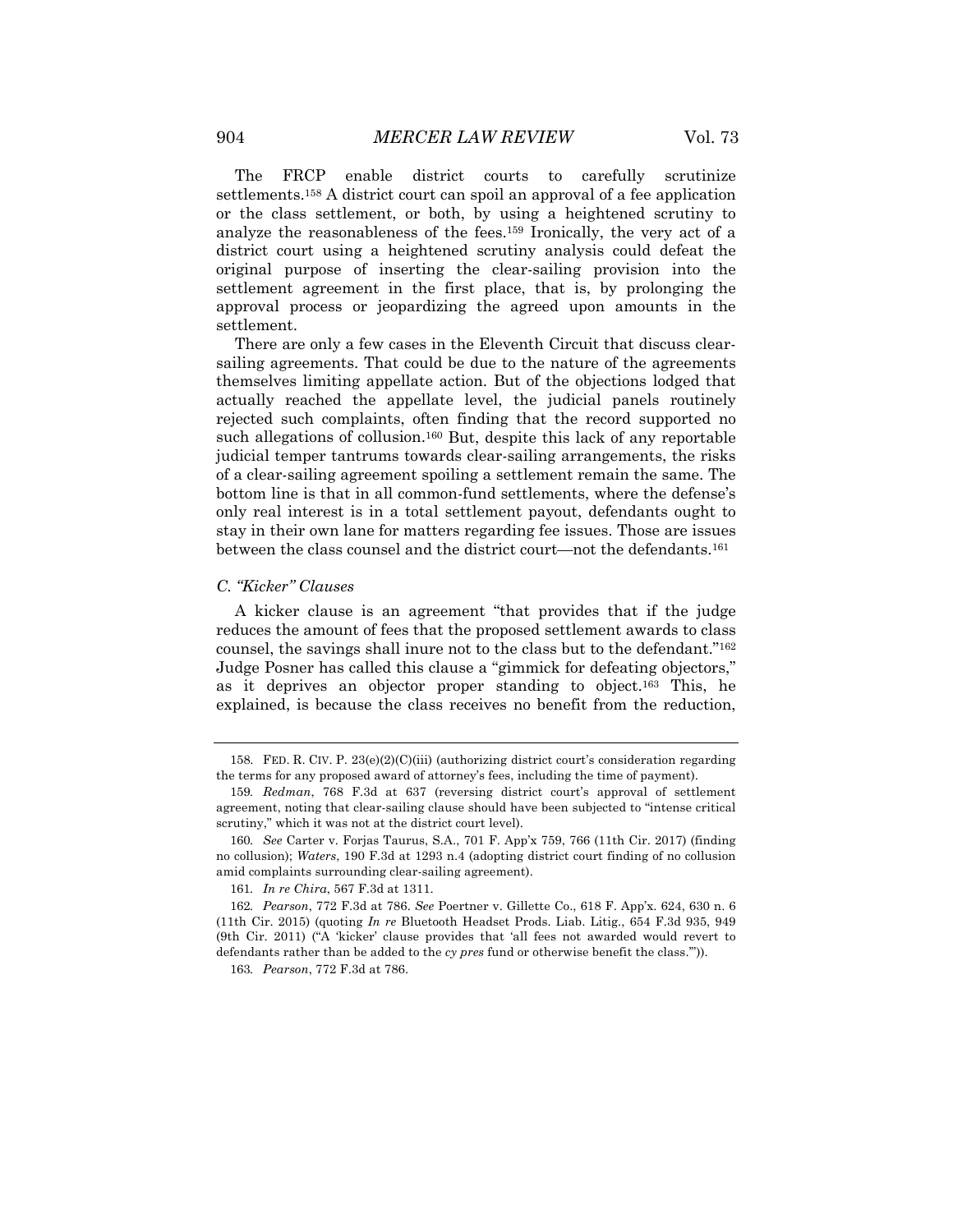The FRCP enable district courts to carefully scrutinize settlements.[158] A district court can spoil an approval of a fee application or the class settlement, or both, by using a heightened scrutiny to analyze the reasonableness of the fees.[159] Ironically, the very act of a district court using a heightened scrutiny analysis could defeat the original purpose of inserting the clear-sailing provision into the settlement agreement in the first place, that is, by prolonging the approval process or jeopardizing the agreed upon amounts in the settlement.

There are only a few cases in the Eleventh Circuit that discuss clear-sailing agreements. That could be due to the nature of the agreements themselves limiting appellate action. But of the objections lodged that actually reached the appellate level, the judicial panels routinely rejected such complaints, often finding that the record supported no such allegations of collusion.[160] But, despite this lack of any reportable judicial temper tantrums towards clear-sailing arrangements, the risks of a clear-sailing agreement spoiling a settlement remain the same. The bottom line is that in all common-fund settlements, where the defense's only real interest is in a total settlement payout, defendants ought to stay in their own lane for matters regarding fee issues. Those are issues between the class counsel and the district court—not the defendants.[161]

### *C. "Kicker" Clauses*

A kicker clause is an agreement "that provides that if the judge reduces the amount of fees that the proposed settlement awards to class counsel, the savings shall inure not to the class but to the defendant."[162] Judge Posner has called this clause a "gimmick for defeating objectors," as it deprives an objector proper standing to object.[163] This, he explained, is because the class receives no benefit from the reduction,

---

158. FED. R. CIV. P. 23(e)(2)(C)(iii) (authorizing district court's consideration regarding the terms for any proposed award of attorney's fees, including the time of payment).

159. *Redman*, 768 F.3d at 637 (reversing district court's approval of settlement agreement, noting that clear-sailing clause should have been subjected to "intense critical scrutiny," which it was not at the district court level).

160. *See* Carter v. Forjas Taurus, S.A., 701 F. App'x 759, 766 (11th Cir. 2017) (finding no collusion); *Waters*, 190 F.3d at 1293 n.4 (adopting district court finding of no collusion amid complaints surrounding clear-sailing agreement).

161. *In re Chira*, 567 F.3d at 1311.

162. *Pearson*, 772 F.3d at 786. *See* Poertner v. Gillette Co., 618 F. App'x. 624, 630 n. 6 (11th Cir. 2015) (quoting *In re* Bluetooth Headset Prods. Liab. Litig., 654 F.3d 935, 949 (9th Cir. 2011) ("A 'kicker' clause provides that 'all fees not awarded would revert to defendants rather than be added to the *cy pres* fund or otherwise benefit the class.'")).

163. *Pearson*, 772 F.3d at 786.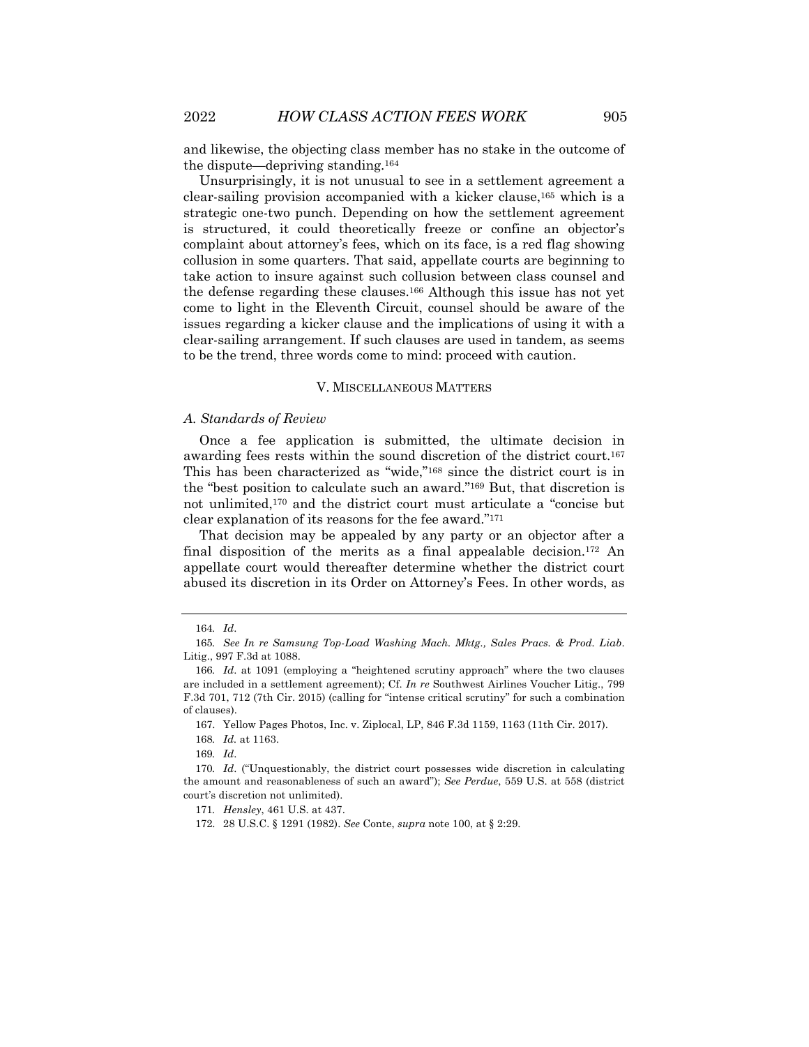and likewise, the objecting class member has no stake in the outcome of the dispute—depriving standing.[164]

Unsurprisingly, it is not unusual to see in a settlement agreement a clear-sailing provision accompanied with a kicker clause,[165] which is a strategic one-two punch. Depending on how the settlement agreement is structured, it could theoretically freeze or confine an objector's complaint about attorney's fees, which on its face, is a red flag showing collusion in some quarters. That said, appellate courts are beginning to take action to insure against such collusion between class counsel and the defense regarding these clauses.[166] Although this issue has not yet come to light in the Eleventh Circuit, counsel should be aware of the issues regarding a kicker clause and the implications of using it with a clear-sailing arrangement. If such clauses are used in tandem, as seems to be the trend, three words come to mind: proceed with caution.

## V. MISCELLANEOUS MATTERS

### *A. Standards of Review*

Once a fee application is submitted, the ultimate decision in awarding fees rests within the sound discretion of the district court.[167] This has been characterized as "wide,"[168] since the district court is in the "best position to calculate such an award."[169] But, that discretion is not unlimited,[170] and the district court must articulate a "concise but clear explanation of its reasons for the fee award."[171]

That decision may be appealed by any party or an objector after a final disposition of the merits as a final appealable decision.[172] An appellate court would thereafter determine whether the district court abused its discretion in its Order on Attorney's Fees. In other words, as

---

164. *Id*.

165. *See In re Samsung Top-Load Washing Mach. Mktg., Sales Pracs. & Prod. Liab*. Litig., 997 F.3d at 1088.

166. *Id*. at 1091 (employing a "heightened scrutiny approach" where the two clauses are included in a settlement agreement); Cf. *In re* Southwest Airlines Voucher Litig., 799 F.3d 701, 712 (7th Cir. 2015) (calling for "intense critical scrutiny" for such a combination of clauses).

167. Yellow Pages Photos, Inc. v. Ziplocal, LP, 846 F.3d 1159, 1163 (11th Cir. 2017).

168. *Id.* at 1163.

169. *Id*.

170. *Id*. ("Unquestionably, the district court possesses wide discretion in calculating the amount and reasonableness of such an award"); *See Perdue*, 559 U.S. at 558 (district court's discretion not unlimited).

171. *Hensley*, 461 U.S. at 437.

172. 28 U.S.C. § 1291 (1982). *See* Conte, *supra* note 100, at § 2:29.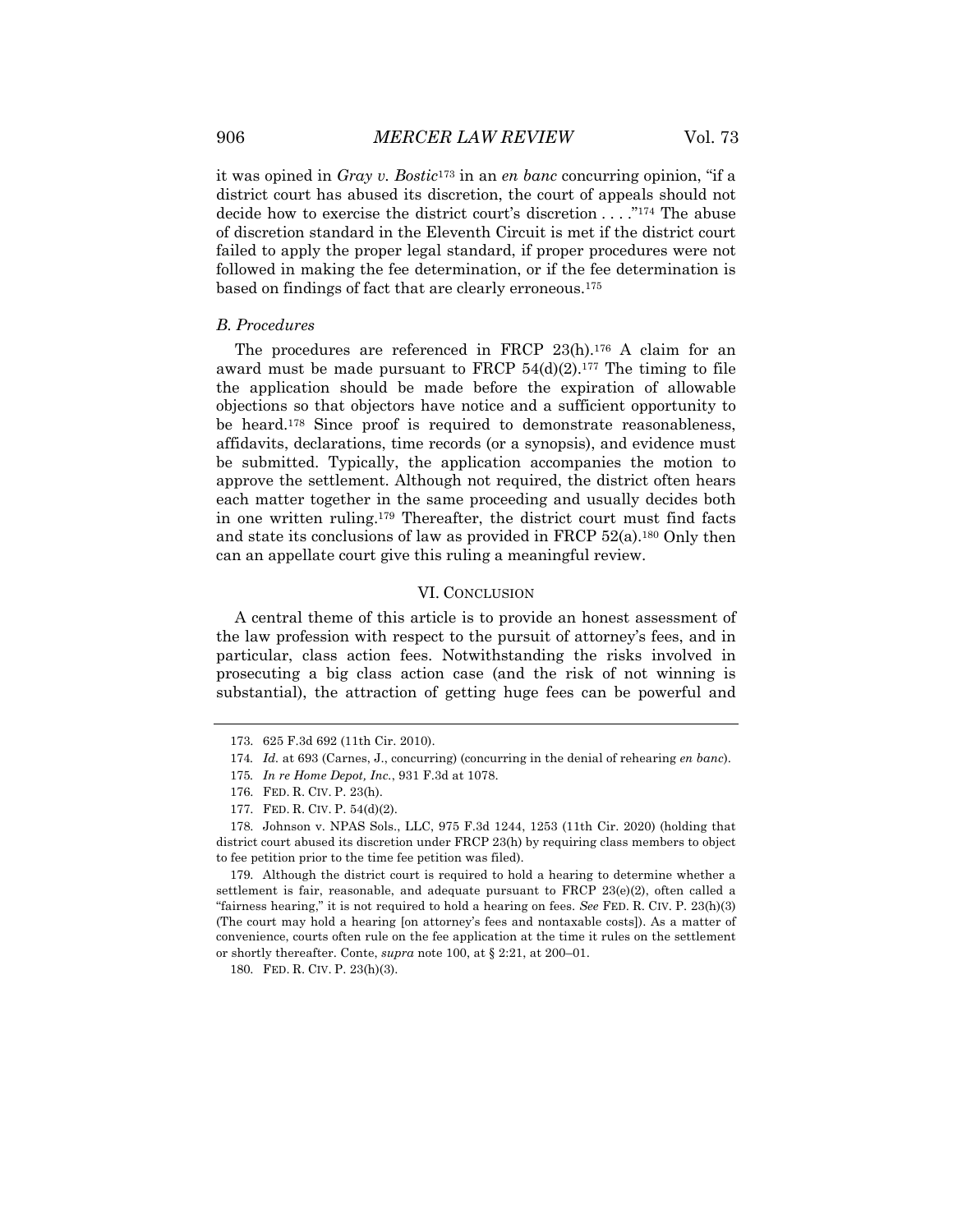it was opined in *Gray v. Bostic*[173] in an *en banc* concurring opinion, "if a district court has abused its discretion, the court of appeals should not decide how to exercise the district court's discretion . . . ."[174] The abuse of discretion standard in the Eleventh Circuit is met if the district court failed to apply the proper legal standard, if proper procedures were not followed in making the fee determination, or if the fee determination is based on findings of fact that are clearly erroneous.[175]

### *B. Procedures*

The procedures are referenced in FRCP 23(h).[176] A claim for an award must be made pursuant to FRCP 54(d)(2).[177] The timing to file the application should be made before the expiration of allowable objections so that objectors have notice and a sufficient opportunity to be heard.[178] Since proof is required to demonstrate reasonableness, affidavits, declarations, time records (or a synopsis), and evidence must be submitted. Typically, the application accompanies the motion to approve the settlement. Although not required, the district often hears each matter together in the same proceeding and usually decides both in one written ruling.[179] Thereafter, the district court must find facts and state its conclusions of law as provided in FRCP 52(a).[180] Only then can an appellate court give this ruling a meaningful review.

## VI. CONCLUSION

A central theme of this article is to provide an honest assessment of the law profession with respect to the pursuit of attorney's fees, and in particular, class action fees. Notwithstanding the risks involved in prosecuting a big class action case (and the risk of not winning is substantial), the attraction of getting huge fees can be powerful and

---

173. 625 F.3d 692 (11th Cir. 2010).

174. *Id.* at 693 (Carnes, J., concurring) (concurring in the denial of rehearing *en banc*).

175. *In re Home Depot, Inc.*, 931 F.3d at 1078.

176. FED. R. CIV. P. 23(h).

177. FED. R. CIV. P. 54(d)(2).

178. Johnson v. NPAS Sols., LLC, 975 F.3d 1244, 1253 (11th Cir. 2020) (holding that district court abused its discretion under FRCP 23(h) by requiring class members to object to fee petition prior to the time fee petition was filed).

179. Although the district court is required to hold a hearing to determine whether a settlement is fair, reasonable, and adequate pursuant to FRCP 23(e)(2), often called a "fairness hearing," it is not required to hold a hearing on fees. *See* FED. R. CIV. P. 23(h)(3) (The court may hold a hearing [on attorney's fees and nontaxable costs]). As a matter of convenience, courts often rule on the fee application at the time it rules on the settlement or shortly thereafter. Conte, *supra* note 100, at § 2:21, at 200–01.

180. FED. R. CIV. P. 23(h)(3).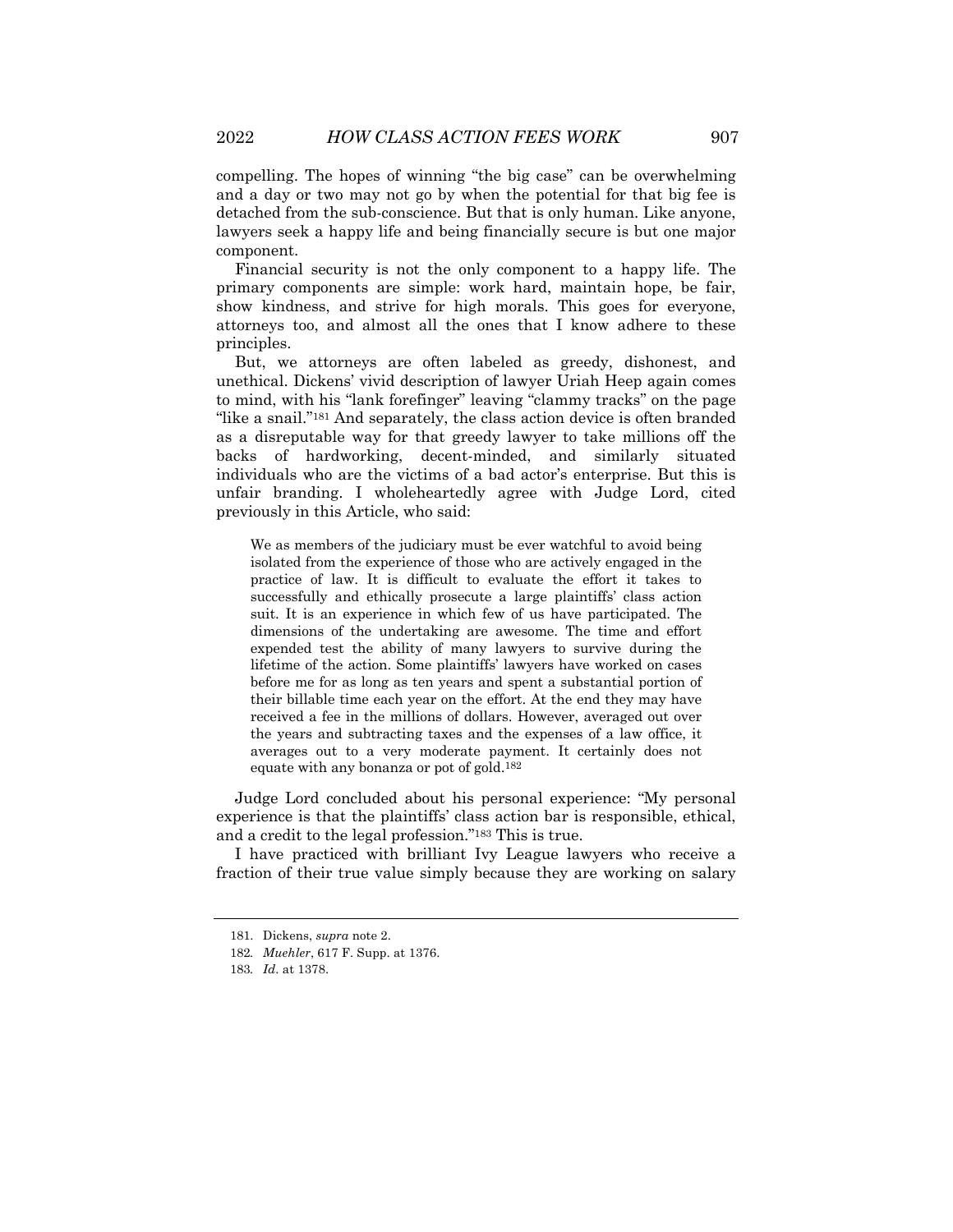compelling. The hopes of winning "the big case" can be overwhelming and a day or two may not go by when the potential for that big fee is detached from the sub-conscience. But that is only human. Like anyone, lawyers seek a happy life and being financially secure is but one major component.

Financial security is not the only component to a happy life. The primary components are simple: work hard, maintain hope, be fair, show kindness, and strive for high morals. This goes for everyone, attorneys too, and almost all the ones that I know adhere to these principles.

But, we attorneys are often labeled as greedy, dishonest, and unethical. Dickens' vivid description of lawyer Uriah Heep again comes to mind, with his "lank forefinger" leaving "clammy tracks" on the page "like a snail."[181] And separately, the class action device is often branded as a disreputable way for that greedy lawyer to take millions off the backs of hardworking, decent-minded, and similarly situated individuals who are the victims of a bad actor's enterprise. But this is unfair branding. I wholeheartedly agree with Judge Lord, cited previously in this Article, who said:

> We as members of the judiciary must be ever watchful to avoid being isolated from the experience of those who are actively engaged in the practice of law. It is difficult to evaluate the effort it takes to successfully and ethically prosecute a large plaintiffs' class action suit. It is an experience in which few of us have participated. The dimensions of the undertaking are awesome. The time and effort expended test the ability of many lawyers to survive during the lifetime of the action. Some plaintiffs' lawyers have worked on cases before me for as long as ten years and spent a substantial portion of their billable time each year on the effort. At the end they may have received a fee in the millions of dollars. However, averaged out over the years and subtracting taxes and the expenses of a law office, it averages out to a very moderate payment. It certainly does not equate with any bonanza or pot of gold.[182]

Judge Lord concluded about his personal experience: "My personal experience is that the plaintiffs' class action bar is responsible, ethical, and a credit to the legal profession."[183] This is true.

I have practiced with brilliant Ivy League lawyers who receive a fraction of their true value simply because they are working on salary

---

181. Dickens, *supra* note 2.

182. *Muehler*, 617 F. Supp. at 1376.

183. *Id*. at 1378.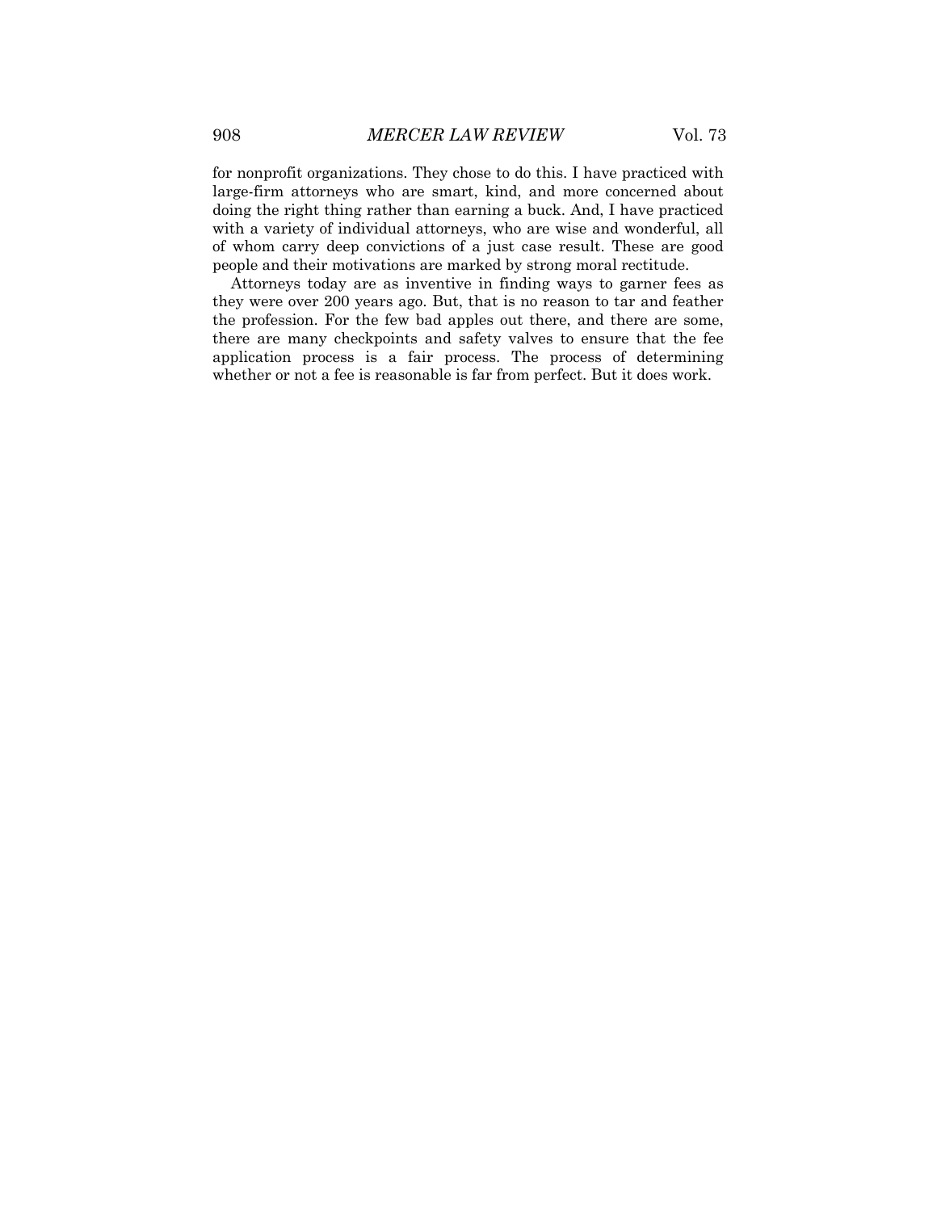for nonprofit organizations. They chose to do this. I have practiced with large-firm attorneys who are smart, kind, and more concerned about doing the right thing rather than earning a buck. And, I have practiced with a variety of individual attorneys, who are wise and wonderful, all of whom carry deep convictions of a just case result. These are good people and their motivations are marked by strong moral rectitude.

Attorneys today are as inventive in finding ways to garner fees as they were over 200 years ago. But, that is no reason to tar and feather the profession. For the few bad apples out there, and there are some, there are many checkpoints and safety valves to ensure that the fee application process is a fair process. The process of determining whether or not a fee is reasonable is far from perfect. But it does work.